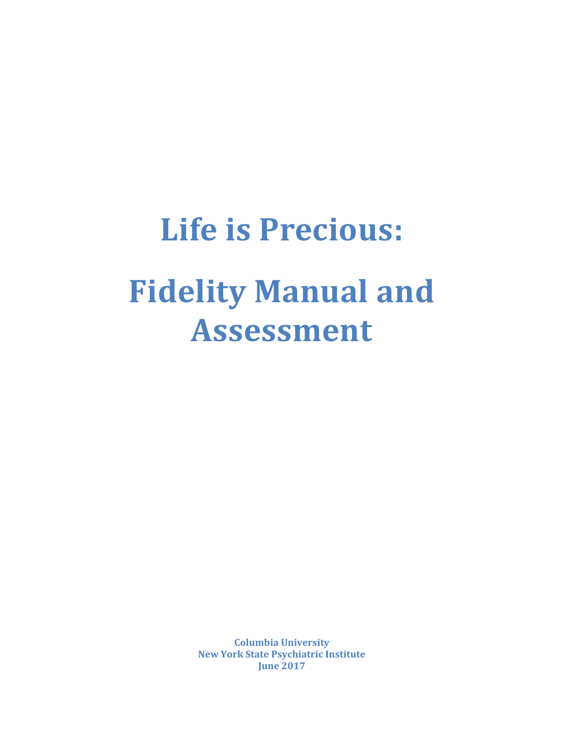# Life is Precious:

# Fidelity Manual and Assessment

**Columbia University**
**New York State Psychiatric Institute**
**June 2017**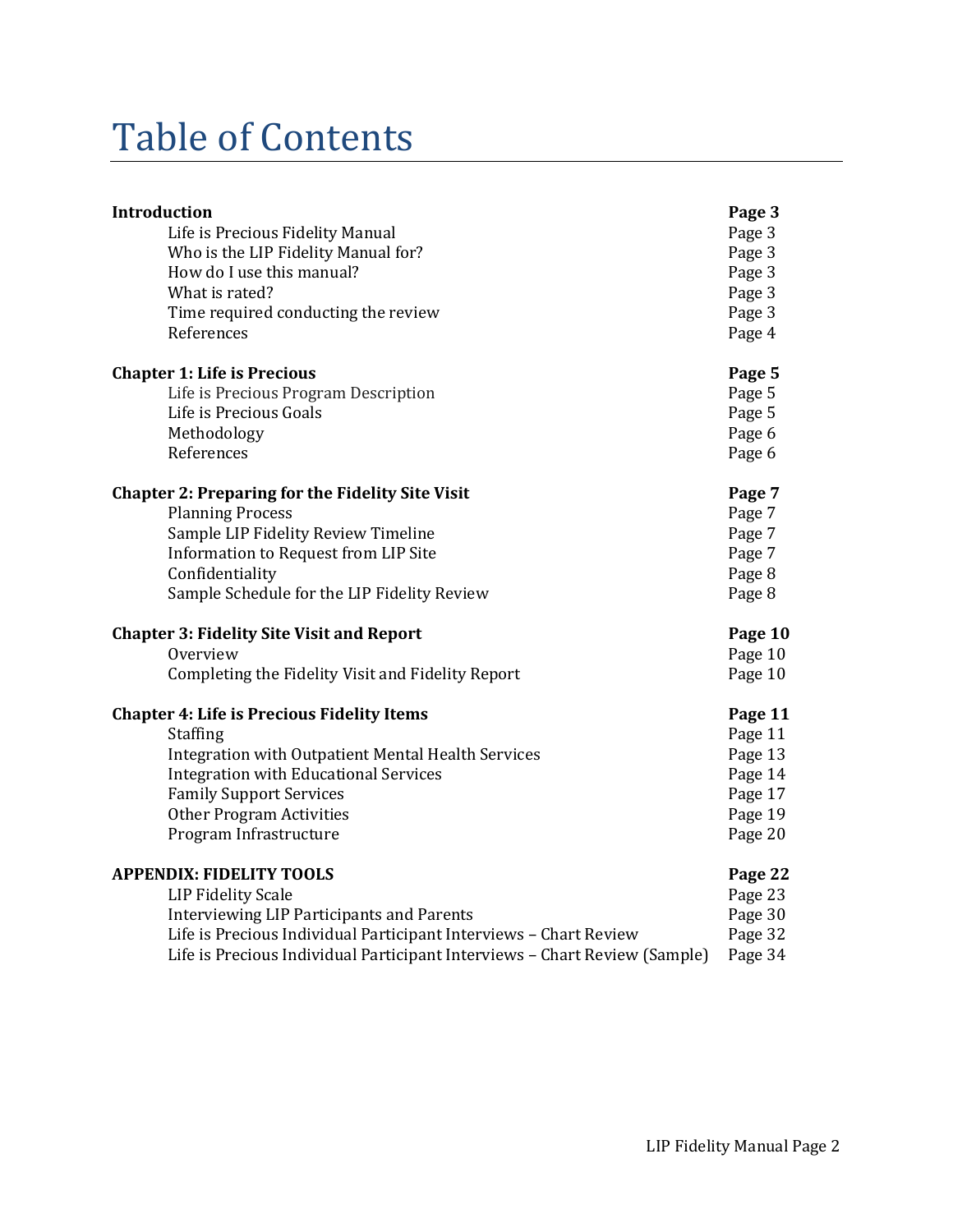# Table of Contents

| | |
|---|---|
| **Introduction** | **Page 3** |
| Life is Precious Fidelity Manual | Page 3 |
| Who is the LIP Fidelity Manual for? | Page 3 |
| How do I use this manual? | Page 3 |
| What is rated? | Page 3 |
| Time required conducting the review | Page 3 |
| References | Page 4 |
| **Chapter 1: Life is Precious** | **Page 5** |
| Life is Precious Program Description | Page 5 |
| Life is Precious Goals | Page 5 |
| Methodology | Page 6 |
| References | Page 6 |
| **Chapter 2: Preparing for the Fidelity Site Visit** | **Page 7** |
| Planning Process | Page 7 |
| Sample LIP Fidelity Review Timeline | Page 7 |
| Information to Request from LIP Site | Page 7 |
| Confidentiality | Page 8 |
| Sample Schedule for the LIP Fidelity Review | Page 8 |
| **Chapter 3: Fidelity Site Visit and Report** | **Page 10** |
| Overview | Page 10 |
| Completing the Fidelity Visit and Fidelity Report | Page 10 |
| **Chapter 4: Life is Precious Fidelity Items** | **Page 11** |
| Staffing | Page 11 |
| Integration with Outpatient Mental Health Services | Page 13 |
| Integration with Educational Services | Page 14 |
| Family Support Services | Page 17 |
| Other Program Activities | Page 19 |
| Program Infrastructure | Page 20 |
| **APPENDIX: FIDELITY TOOLS** | **Page 22** |
| LIP Fidelity Scale | Page 23 |
| Interviewing LIP Participants and Parents | Page 30 |
| Life is Precious Individual Participant Interviews – Chart Review | Page 32 |
| Life is Precious Individual Participant Interviews – Chart Review (Sample) | Page 34 |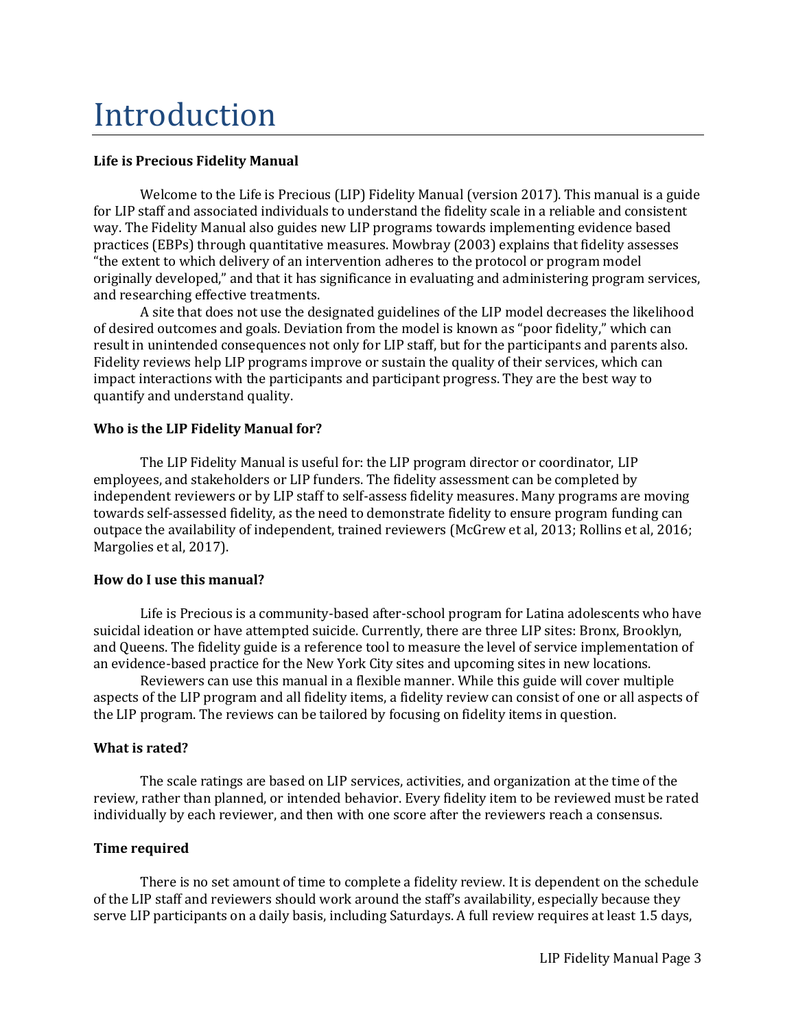# Introduction

**Life is Precious Fidelity Manual**

Welcome to the Life is Precious (LIP) Fidelity Manual (version 2017). This manual is a guide for LIP staff and associated individuals to understand the fidelity scale in a reliable and consistent way. The Fidelity Manual also guides new LIP programs towards implementing evidence based practices (EBPs) through quantitative measures. Mowbray (2003) explains that fidelity assesses "the extent to which delivery of an intervention adheres to the protocol or program model originally developed," and that it has significance in evaluating and administering program services, and researching effective treatments.

A site that does not use the designated guidelines of the LIP model decreases the likelihood of desired outcomes and goals. Deviation from the model is known as "poor fidelity," which can result in unintended consequences not only for LIP staff, but for the participants and parents also. Fidelity reviews help LIP programs improve or sustain the quality of their services, which can impact interactions with the participants and participant progress. They are the best way to quantify and understand quality.

**Who is the LIP Fidelity Manual for?**

The LIP Fidelity Manual is useful for: the LIP program director or coordinator, LIP employees, and stakeholders or LIP funders. The fidelity assessment can be completed by independent reviewers or by LIP staff to self-assess fidelity measures. Many programs are moving towards self-assessed fidelity, as the need to demonstrate fidelity to ensure program funding can outpace the availability of independent, trained reviewers (McGrew et al, 2013; Rollins et al, 2016; Margolies et al, 2017).

**How do I use this manual?**

Life is Precious is a community-based after-school program for Latina adolescents who have suicidal ideation or have attempted suicide. Currently, there are three LIP sites: Bronx, Brooklyn, and Queens. The fidelity guide is a reference tool to measure the level of service implementation of an evidence-based practice for the New York City sites and upcoming sites in new locations.

Reviewers can use this manual in a flexible manner. While this guide will cover multiple aspects of the LIP program and all fidelity items, a fidelity review can consist of one or all aspects of the LIP program. The reviews can be tailored by focusing on fidelity items in question.

**What is rated?**

The scale ratings are based on LIP services, activities, and organization at the time of the review, rather than planned, or intended behavior. Every fidelity item to be reviewed must be rated individually by each reviewer, and then with one score after the reviewers reach a consensus.

**Time required**

There is no set amount of time to complete a fidelity review. It is dependent on the schedule of the LIP staff and reviewers should work around the staff's availability, especially because they serve LIP participants on a daily basis, including Saturdays. A full review requires at least 1.5 days,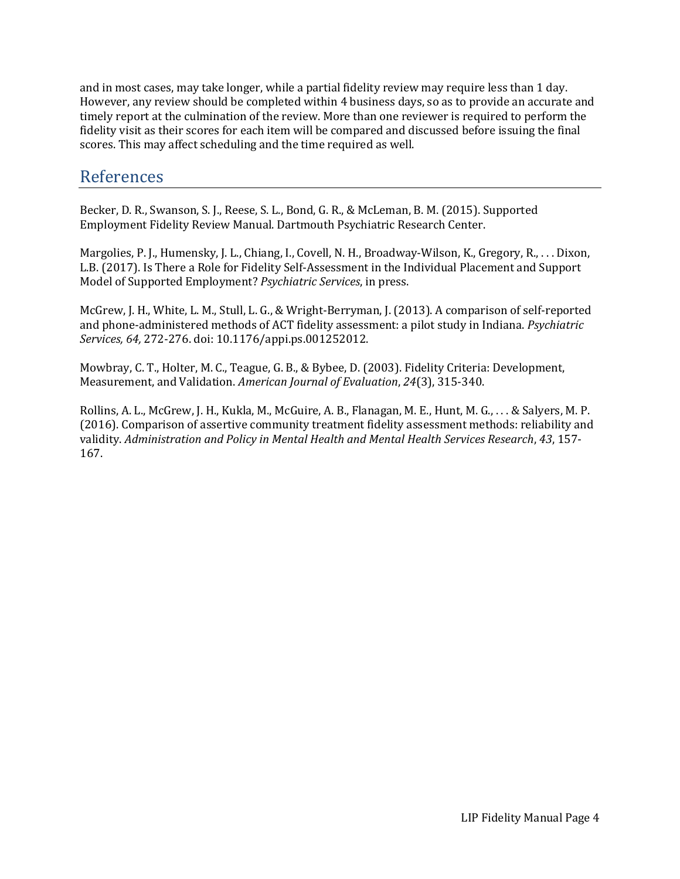and in most cases, may take longer, while a partial fidelity review may require less than 1 day. However, any review should be completed within 4 business days, so as to provide an accurate and timely report at the culmination of the review. More than one reviewer is required to perform the fidelity visit as their scores for each item will be compared and discussed before issuing the final scores. This may affect scheduling and the time required as well.

## References

Becker, D. R., Swanson, S. J., Reese, S. L., Bond, G. R., & McLeman, B. M. (2015). Supported Employment Fidelity Review Manual. Dartmouth Psychiatric Research Center.

Margolies, P. J., Humensky, J. L., Chiang, I., Covell, N. H., Broadway-Wilson, K., Gregory, R., . . . Dixon, L.B. (2017). Is There a Role for Fidelity Self-Assessment in the Individual Placement and Support Model of Supported Employment? *Psychiatric Services*, in press.

McGrew, J. H., White, L. M., Stull, L. G., & Wright-Berryman, J. (2013). A comparison of self-reported and phone-administered methods of ACT fidelity assessment: a pilot study in Indiana. *Psychiatric Services, 64,* 272-276. doi: 10.1176/appi.ps.001252012.

Mowbray, C. T., Holter, M. C., Teague, G. B., & Bybee, D. (2003). Fidelity Criteria: Development, Measurement, and Validation. *American Journal of Evaluation*, *24*(3), 315-340.

Rollins, A. L., McGrew, J. H., Kukla, M., McGuire, A. B., Flanagan, M. E., Hunt, M. G., . . . & Salyers, M. P. (2016). Comparison of assertive community treatment fidelity assessment methods: reliability and validity. *Administration and Policy in Mental Health and Mental Health Services Research*, *43*, 157-167.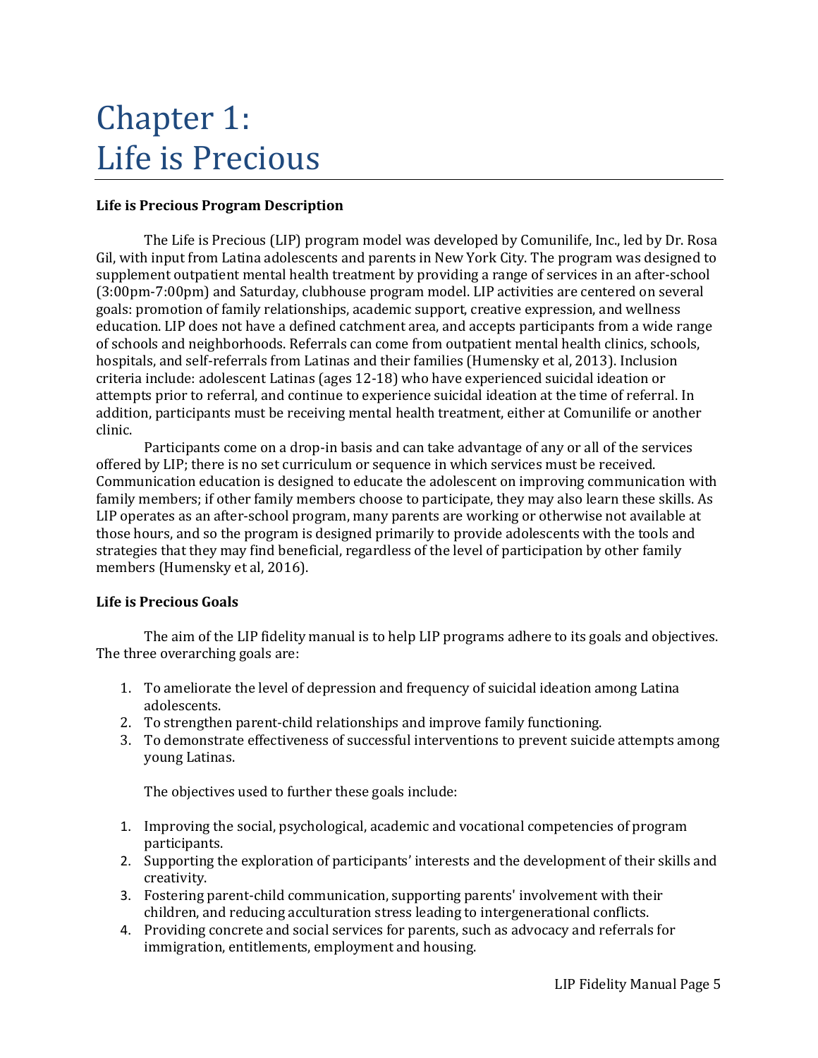# Chapter 1: Life is Precious

**Life is Precious Program Description**

The Life is Precious (LIP) program model was developed by Comunilife, Inc., led by Dr. Rosa Gil, with input from Latina adolescents and parents in New York City. The program was designed to supplement outpatient mental health treatment by providing a range of services in an after-school (3:00pm-7:00pm) and Saturday, clubhouse program model. LIP activities are centered on several goals: promotion of family relationships, academic support, creative expression, and wellness education. LIP does not have a defined catchment area, and accepts participants from a wide range of schools and neighborhoods. Referrals can come from outpatient mental health clinics, schools, hospitals, and self-referrals from Latinas and their families (Humensky et al, 2013). Inclusion criteria include: adolescent Latinas (ages 12-18) who have experienced suicidal ideation or attempts prior to referral, and continue to experience suicidal ideation at the time of referral. In addition, participants must be receiving mental health treatment, either at Comunilife or another clinic.

Participants come on a drop-in basis and can take advantage of any or all of the services offered by LIP; there is no set curriculum or sequence in which services must be received. Communication education is designed to educate the adolescent on improving communication with family members; if other family members choose to participate, they may also learn these skills. As LIP operates as an after-school program, many parents are working or otherwise not available at those hours, and so the program is designed primarily to provide adolescents with the tools and strategies that they may find beneficial, regardless of the level of participation by other family members (Humensky et al, 2016).

**Life is Precious Goals**

The aim of the LIP fidelity manual is to help LIP programs adhere to its goals and objectives. The three overarching goals are:

1. To ameliorate the level of depression and frequency of suicidal ideation among Latina adolescents.
2. To strengthen parent-child relationships and improve family functioning.
3. To demonstrate effectiveness of successful interventions to prevent suicide attempts among young Latinas.

The objectives used to further these goals include:

1. Improving the social, psychological, academic and vocational competencies of program participants.
2. Supporting the exploration of participants' interests and the development of their skills and creativity.
3. Fostering parent-child communication, supporting parents' involvement with their children, and reducing acculturation stress leading to intergenerational conflicts.
4. Providing concrete and social services for parents, such as advocacy and referrals for immigration, entitlements, employment and housing.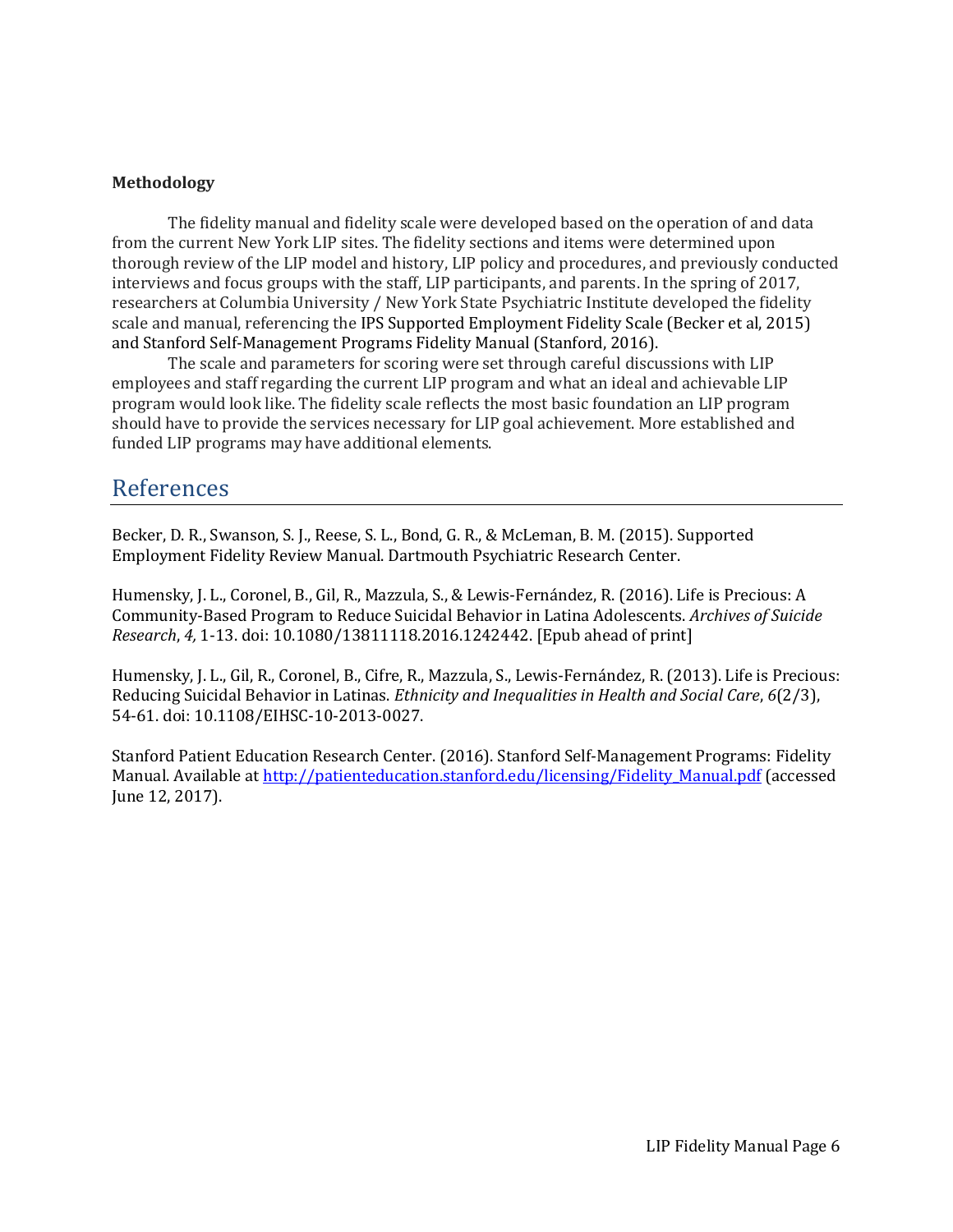**Methodology**

The fidelity manual and fidelity scale were developed based on the operation of and data from the current New York LIP sites. The fidelity sections and items were determined upon thorough review of the LIP model and history, LIP policy and procedures, and previously conducted interviews and focus groups with the staff, LIP participants, and parents. In the spring of 2017, researchers at Columbia University / New York State Psychiatric Institute developed the fidelity scale and manual, referencing the IPS Supported Employment Fidelity Scale (Becker et al, 2015) and Stanford Self-Management Programs Fidelity Manual (Stanford, 2016).

The scale and parameters for scoring were set through careful discussions with LIP employees and staff regarding the current LIP program and what an ideal and achievable LIP program would look like. The fidelity scale reflects the most basic foundation an LIP program should have to provide the services necessary for LIP goal achievement. More established and funded LIP programs may have additional elements.

## References

Becker, D. R., Swanson, S. J., Reese, S. L., Bond, G. R., & McLeman, B. M. (2015). Supported Employment Fidelity Review Manual. Dartmouth Psychiatric Research Center.

Humensky, J. L., Coronel, B., Gil, R., Mazzula, S., & Lewis-Fernández, R. (2016). Life is Precious: A Community-Based Program to Reduce Suicidal Behavior in Latina Adolescents. *Archives of Suicide Research*, *4,* 1-13. doi: 10.1080/13811118.2016.1242442. [Epub ahead of print]

Humensky, J. L., Gil, R., Coronel, B., Cifre, R., Mazzula, S., Lewis-Fernández, R. (2013). Life is Precious: Reducing Suicidal Behavior in Latinas. *Ethnicity and Inequalities in Health and Social Care*, *6*(2/3), 54-61. doi: 10.1108/EIHSC-10-2013-0027.

Stanford Patient Education Research Center. (2016). Stanford Self-Management Programs: Fidelity Manual. Available at http://patienteducation.stanford.edu/licensing/Fidelity_Manual.pdf (accessed June 12, 2017).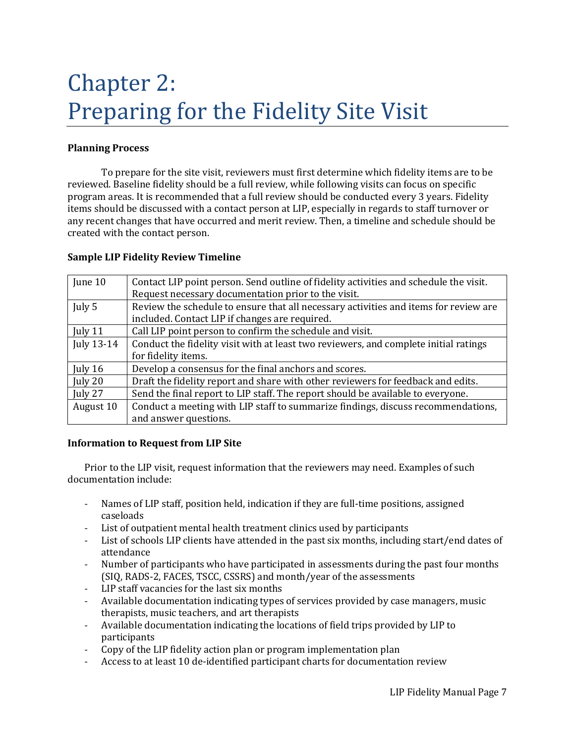# Chapter 2: Preparing for the Fidelity Site Visit

**Planning Process**

To prepare for the site visit, reviewers must first determine which fidelity items are to be reviewed. Baseline fidelity should be a full review, while following visits can focus on specific program areas. It is recommended that a full review should be conducted every 3 years. Fidelity items should be discussed with a contact person at LIP, especially in regards to staff turnover or any recent changes that have occurred and merit review. Then, a timeline and schedule should be created with the contact person.

**Sample LIP Fidelity Review Timeline**

| | |
|---|---|
| June 10 | Contact LIP point person. Send outline of fidelity activities and schedule the visit. Request necessary documentation prior to the visit. |
| July 5 | Review the schedule to ensure that all necessary activities and items for review are included. Contact LIP if changes are required. |
| July 11 | Call LIP point person to confirm the schedule and visit. |
| July 13-14 | Conduct the fidelity visit with at least two reviewers, and complete initial ratings for fidelity items. |
| July 16 | Develop a consensus for the final anchors and scores. |
| July 20 | Draft the fidelity report and share with other reviewers for feedback and edits. |
| July 27 | Send the final report to LIP staff. The report should be available to everyone. |
| August 10 | Conduct a meeting with LIP staff to summarize findings, discuss recommendations, and answer questions. |

**Information to Request from LIP Site**

Prior to the LIP visit, request information that the reviewers may need. Examples of such documentation include:

- Names of LIP staff, position held, indication if they are full-time positions, assigned caseloads
- List of outpatient mental health treatment clinics used by participants
- List of schools LIP clients have attended in the past six months, including start/end dates of attendance
- Number of participants who have participated in assessments during the past four months (SIQ, RADS-2, FACES, TSCC, CSSRS) and month/year of the assessments
- LIP staff vacancies for the last six months
- Available documentation indicating types of services provided by case managers, music therapists, music teachers, and art therapists
- Available documentation indicating the locations of field trips provided by LIP to participants
- Copy of the LIP fidelity action plan or program implementation plan
- Access to at least 10 de-identified participant charts for documentation review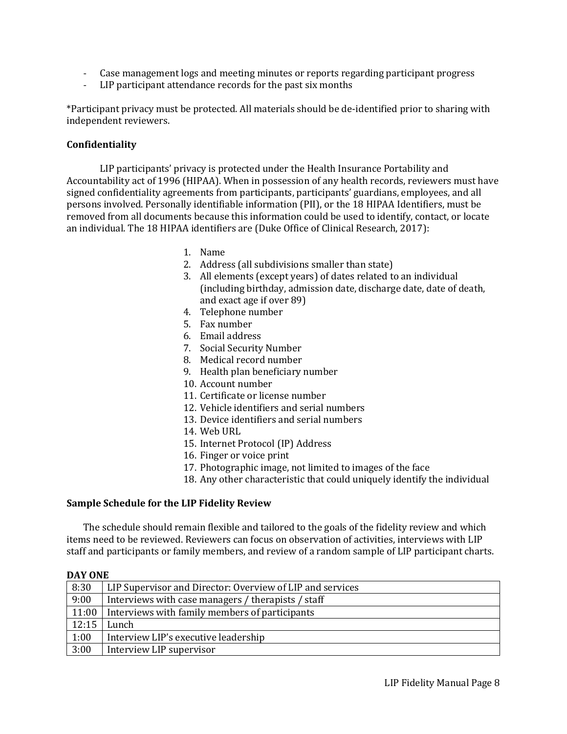- Case management logs and meeting minutes or reports regarding participant progress
- LIP participant attendance records for the past six months

*Participant privacy must be protected. All materials should be de-identified prior to sharing with independent reviewers.

### Confidentiality

LIP participants' privacy is protected under the Health Insurance Portability and Accountability act of 1996 (HIPAA). When in possession of any health records, reviewers must have signed confidentiality agreements from participants, participants' guardians, employees, and all persons involved. Personally identifiable information (PII), or the 18 HIPAA Identifiers, must be removed from all documents because this information could be used to identify, contact, or locate an individual. The 18 HIPAA identifiers are (Duke Office of Clinical Research, 2017):

1. Name
2. Address (all subdivisions smaller than state)
3. All elements (except years) of dates related to an individual (including birthday, admission date, discharge date, date of death, and exact age if over 89)
4. Telephone number
5. Fax number
6. Email address
7. Social Security Number
8. Medical record number
9. Health plan beneficiary number
10. Account number
11. Certificate or license number
12. Vehicle identifiers and serial numbers
13. Device identifiers and serial numbers
14. Web URL
15. Internet Protocol (IP) Address
16. Finger or voice print
17. Photographic image, not limited to images of the face
18. Any other characteristic that could uniquely identify the individual

### Sample Schedule for the LIP Fidelity Review

The schedule should remain flexible and tailored to the goals of the fidelity review and which items need to be reviewed. Reviewers can focus on observation of activities, interviews with LIP staff and participants or family members, and review of a random sample of LIP participant charts.

**DAY ONE**

| | |
|---|---|
| 8:30 | LIP Supervisor and Director: Overview of LIP and services |
| 9:00 | Interviews with case managers / therapists / staff |
| 11:00 | Interviews with family members of participants |
| 12:15 | Lunch |
| 1:00 | Interview LIP's executive leadership |
| 3:00 | Interview LIP supervisor |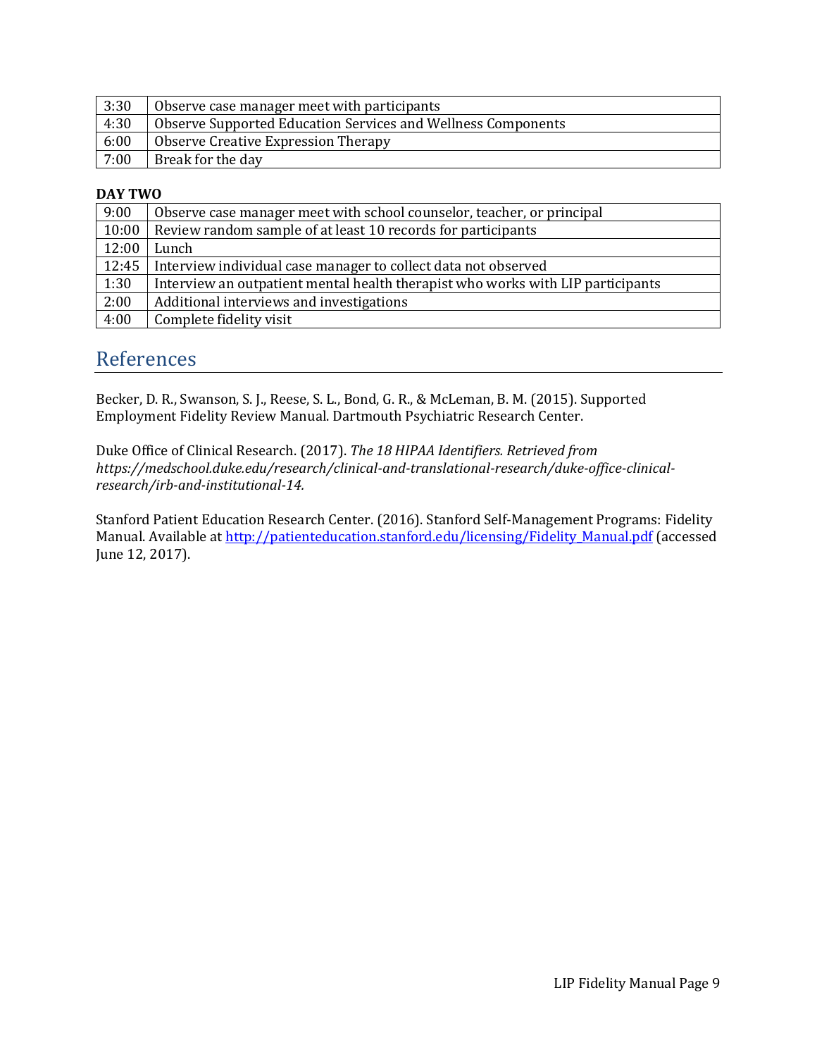| | |
|---|---|
| 3:30 | Observe case manager meet with participants |
| 4:30 | Observe Supported Education Services and Wellness Components |
| 6:00 | Observe Creative Expression Therapy |
| 7:00 | Break for the day |

**DAY TWO**

| | |
|---|---|
| 9:00 | Observe case manager meet with school counselor, teacher, or principal |
| 10:00 | Review random sample of at least 10 records for participants |
| 12:00 | Lunch |
| 12:45 | Interview individual case manager to collect data not observed |
| 1:30 | Interview an outpatient mental health therapist who works with LIP participants |
| 2:00 | Additional interviews and investigations |
| 4:00 | Complete fidelity visit |

# References

Becker, D. R., Swanson, S. J., Reese, S. L., Bond, G. R., & McLeman, B. M. (2015). Supported Employment Fidelity Review Manual. Dartmouth Psychiatric Research Center.

Duke Office of Clinical Research. (2017). *The 18 HIPAA Identifiers. Retrieved from https://medschool.duke.edu/research/clinical-and-translational-research/duke-office-clinical-research/irb-and-institutional-14.*

Stanford Patient Education Research Center. (2016). Stanford Self-Management Programs: Fidelity Manual. Available at [http://patienteducation.stanford.edu/licensing/Fidelity_Manual.pdf](http://patienteducation.stanford.edu/licensing/Fidelity_Manual.pdf) (accessed June 12, 2017).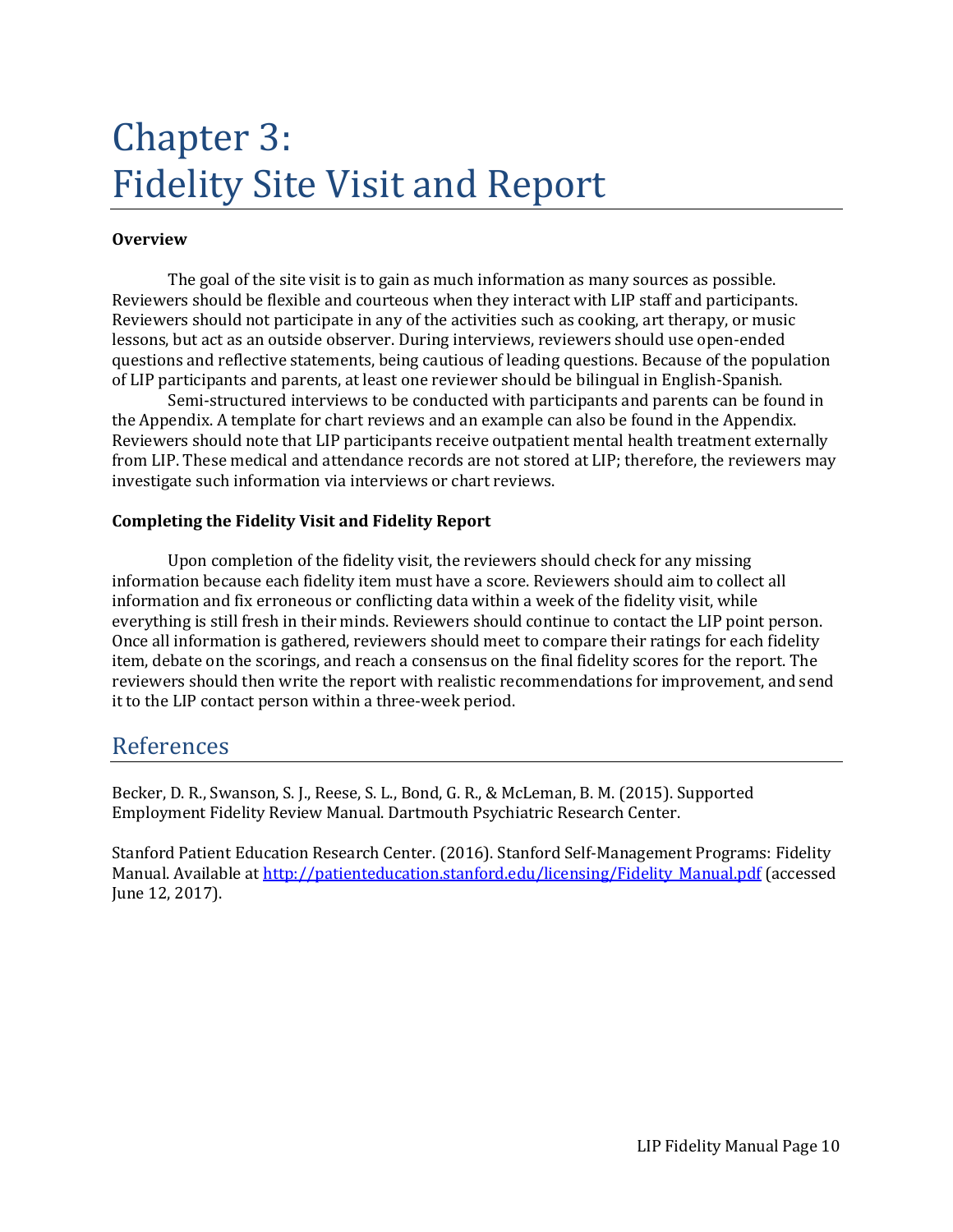# Chapter 3: Fidelity Site Visit and Report

**Overview**

The goal of the site visit is to gain as much information as many sources as possible. Reviewers should be flexible and courteous when they interact with LIP staff and participants. Reviewers should not participate in any of the activities such as cooking, art therapy, or music lessons, but act as an outside observer. During interviews, reviewers should use open-ended questions and reflective statements, being cautious of leading questions. Because of the population of LIP participants and parents, at least one reviewer should be bilingual in English-Spanish.

Semi-structured interviews to be conducted with participants and parents can be found in the Appendix. A template for chart reviews and an example can also be found in the Appendix. Reviewers should note that LIP participants receive outpatient mental health treatment externally from LIP. These medical and attendance records are not stored at LIP; therefore, the reviewers may investigate such information via interviews or chart reviews.

**Completing the Fidelity Visit and Fidelity Report**

Upon completion of the fidelity visit, the reviewers should check for any missing information because each fidelity item must have a score. Reviewers should aim to collect all information and fix erroneous or conflicting data within a week of the fidelity visit, while everything is still fresh in their minds. Reviewers should continue to contact the LIP point person. Once all information is gathered, reviewers should meet to compare their ratings for each fidelity item, debate on the scorings, and reach a consensus on the final fidelity scores for the report. The reviewers should then write the report with realistic recommendations for improvement, and send it to the LIP contact person within a three-week period.

## References

Becker, D. R., Swanson, S. J., Reese, S. L., Bond, G. R., & McLeman, B. M. (2015). Supported Employment Fidelity Review Manual. Dartmouth Psychiatric Research Center.

Stanford Patient Education Research Center. (2016). Stanford Self-Management Programs: Fidelity Manual. Available at http://patienteducation.stanford.edu/licensing/Fidelity_Manual.pdf (accessed June 12, 2017).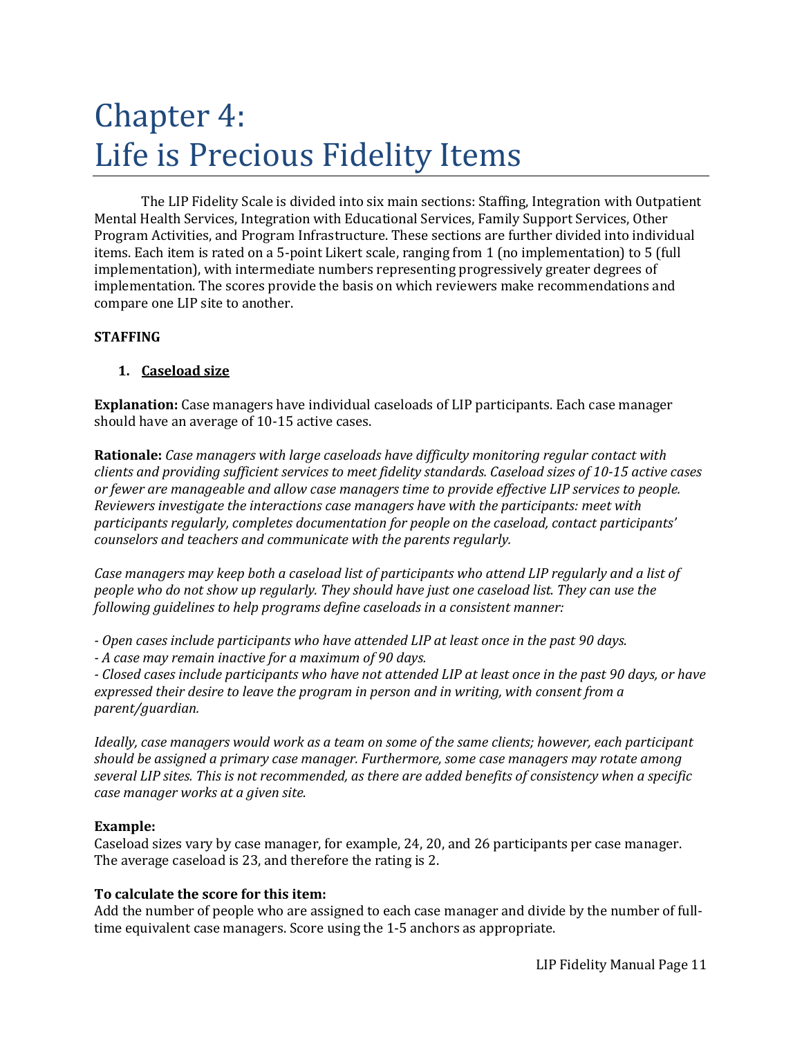# Chapter 4: Life is Precious Fidelity Items

The LIP Fidelity Scale is divided into six main sections: Staffing, Integration with Outpatient Mental Health Services, Integration with Educational Services, Family Support Services, Other Program Activities, and Program Infrastructure. These sections are further divided into individual items. Each item is rated on a 5-point Likert scale, ranging from 1 (no implementation) to 5 (full implementation), with intermediate numbers representing progressively greater degrees of implementation. The scores provide the basis on which reviewers make recommendations and compare one LIP site to another.

**STAFFING**

1. **<u>Caseload size</u>**

**Explanation:** Case managers have individual caseloads of LIP participants. Each case manager should have an average of 10-15 active cases.

**Rationale:** *Case managers with large caseloads have difficulty monitoring regular contact with clients and providing sufficient services to meet fidelity standards. Caseload sizes of 10-15 active cases or fewer are manageable and allow case managers time to provide effective LIP services to people. Reviewers investigate the interactions case managers have with the participants: meet with participants regularly, completes documentation for people on the caseload, contact participants' counselors and teachers and communicate with the parents regularly.*

*Case managers may keep both a caseload list of participants who attend LIP regularly and a list of people who do not show up regularly. They should have just one caseload list. They can use the following guidelines to help programs define caseloads in a consistent manner:*

*- Open cases include participants who have attended LIP at least once in the past 90 days.*
*- A case may remain inactive for a maximum of 90 days.*
*- Closed cases include participants who have not attended LIP at least once in the past 90 days, or have expressed their desire to leave the program in person and in writing, with consent from a parent/guardian.*

*Ideally, case managers would work as a team on some of the same clients; however, each participant should be assigned a primary case manager. Furthermore, some case managers may rotate among several LIP sites. This is not recommended, as there are added benefits of consistency when a specific case manager works at a given site.*

**Example:**
Caseload sizes vary by case manager, for example, 24, 20, and 26 participants per case manager. The average caseload is 23, and therefore the rating is 2.

**To calculate the score for this item:**
Add the number of people who are assigned to each case manager and divide by the number of full-time equivalent case managers. Score using the 1-5 anchors as appropriate.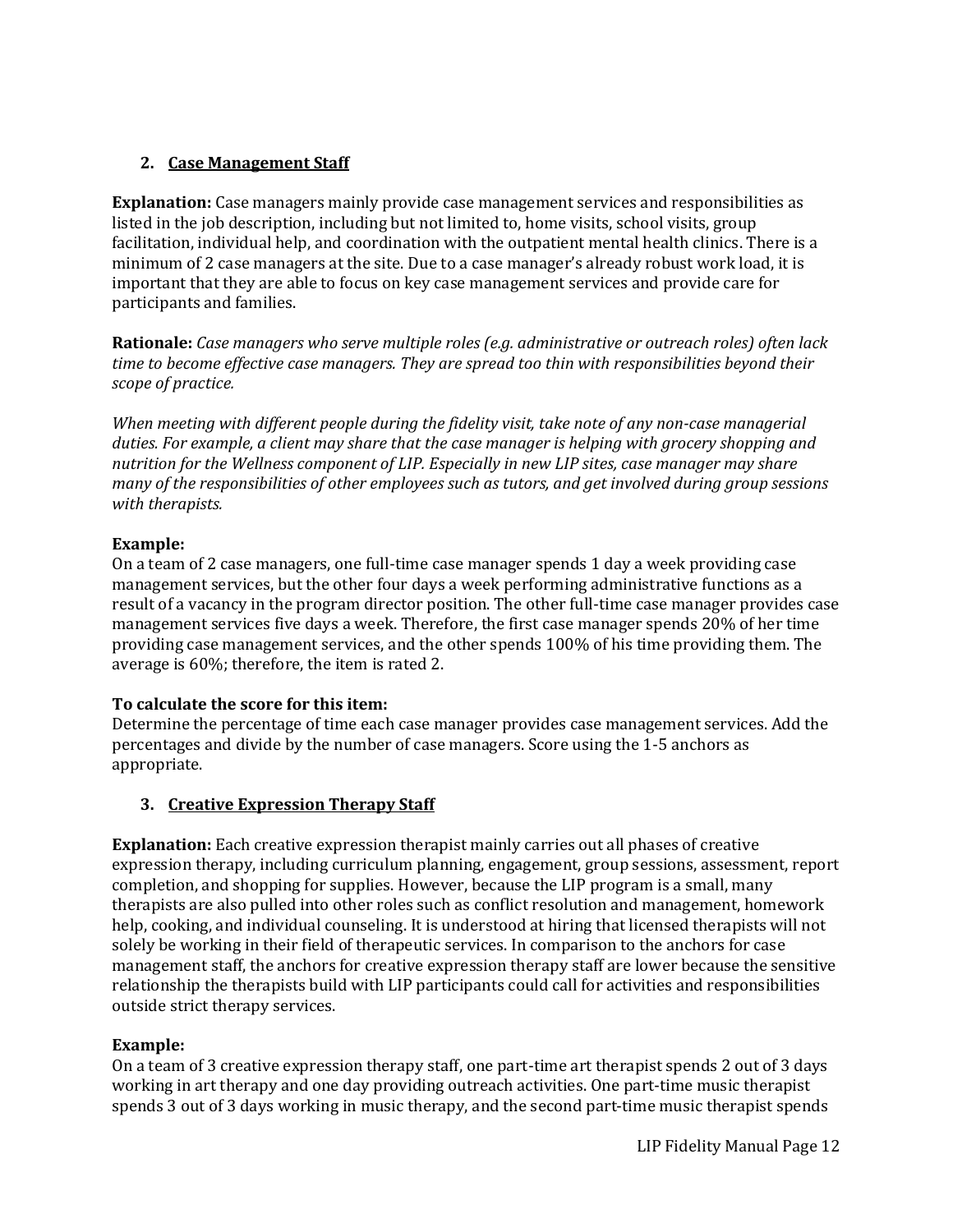### 2. <u>Case Management Staff</u>

**Explanation:** Case managers mainly provide case management services and responsibilities as listed in the job description, including but not limited to, home visits, school visits, group facilitation, individual help, and coordination with the outpatient mental health clinics. There is a minimum of 2 case managers at the site. Due to a case manager's already robust work load, it is important that they are able to focus on key case management services and provide care for participants and families.

**Rationale:** *Case managers who serve multiple roles (e.g. administrative or outreach roles) often lack time to become effective case managers. They are spread too thin with responsibilities beyond their scope of practice.*

*When meeting with different people during the fidelity visit, take note of any non-case managerial duties. For example, a client may share that the case manager is helping with grocery shopping and nutrition for the Wellness component of LIP. Especially in new LIP sites, case manager may share many of the responsibilities of other employees such as tutors, and get involved during group sessions with therapists.*

**Example:**
On a team of 2 case managers, one full-time case manager spends 1 day a week providing case management services, but the other four days a week performing administrative functions as a result of a vacancy in the program director position. The other full-time case manager provides case management services five days a week. Therefore, the first case manager spends 20% of her time providing case management services, and the other spends 100% of his time providing them. The average is 60%; therefore, the item is rated 2.

**To calculate the score for this item:**
Determine the percentage of time each case manager provides case management services. Add the percentages and divide by the number of case managers. Score using the 1-5 anchors as appropriate.

### 3. <u>Creative Expression Therapy Staff</u>

**Explanation:** Each creative expression therapist mainly carries out all phases of creative expression therapy, including curriculum planning, engagement, group sessions, assessment, report completion, and shopping for supplies. However, because the LIP program is a small, many therapists are also pulled into other roles such as conflict resolution and management, homework help, cooking, and individual counseling. It is understood at hiring that licensed therapists will not solely be working in their field of therapeutic services. In comparison to the anchors for case management staff, the anchors for creative expression therapy staff are lower because the sensitive relationship the therapists build with LIP participants could call for activities and responsibilities outside strict therapy services.

**Example:**
On a team of 3 creative expression therapy staff, one part-time art therapist spends 2 out of 3 days working in art therapy and one day providing outreach activities. One part-time music therapist spends 3 out of 3 days working in music therapy, and the second part-time music therapist spends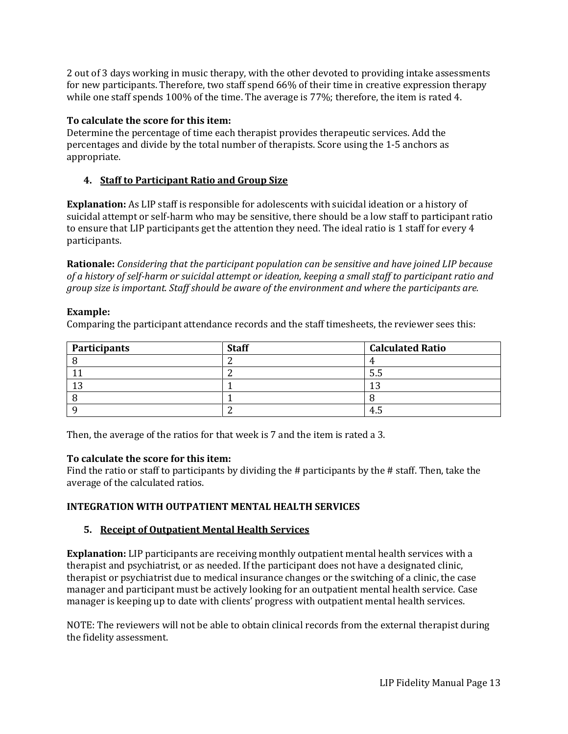2 out of 3 days working in music therapy, with the other devoted to providing intake assessments for new participants. Therefore, two staff spend 66% of their time in creative expression therapy while one staff spends 100% of the time. The average is 77%; therefore, the item is rated 4.

**To calculate the score for this item:**
Determine the percentage of time each therapist provides therapeutic services. Add the percentages and divide by the total number of therapists. Score using the 1-5 anchors as appropriate.

### 4. Staff to Participant Ratio and Group Size

**Explanation:** As LIP staff is responsible for adolescents with suicidal ideation or a history of suicidal attempt or self-harm who may be sensitive, there should be a low staff to participant ratio to ensure that LIP participants get the attention they need. The ideal ratio is 1 staff for every 4 participants.

**Rationale:** *Considering that the participant population can be sensitive and have joined LIP because of a history of self-harm or suicidal attempt or ideation, keeping a small staff to participant ratio and group size is important. Staff should be aware of the environment and where the participants are.*

**Example:**
Comparing the participant attendance records and the staff timesheets, the reviewer sees this:

| Participants | Staff | Calculated Ratio |
| --- | --- | --- |
| 8 | 2 | 4 |
| 11 | 2 | 5.5 |
| 13 | 1 | 13 |
| 8 | 1 | 8 |
| 9 | 2 | 4.5 |

Then, the average of the ratios for that week is 7 and the item is rated a 3.

**To calculate the score for this item:**
Find the ratio or staff to participants by dividing the # participants by the # staff. Then, take the average of the calculated ratios.

## INTEGRATION WITH OUTPATIENT MENTAL HEALTH SERVICES

### 5. Receipt of Outpatient Mental Health Services

**Explanation:** LIP participants are receiving monthly outpatient mental health services with a therapist and psychiatrist, or as needed. If the participant does not have a designated clinic, therapist or psychiatrist due to medical insurance changes or the switching of a clinic, the case manager and participant must be actively looking for an outpatient mental health service. Case manager is keeping up to date with clients' progress with outpatient mental health services.

NOTE: The reviewers will not be able to obtain clinical records from the external therapist during the fidelity assessment.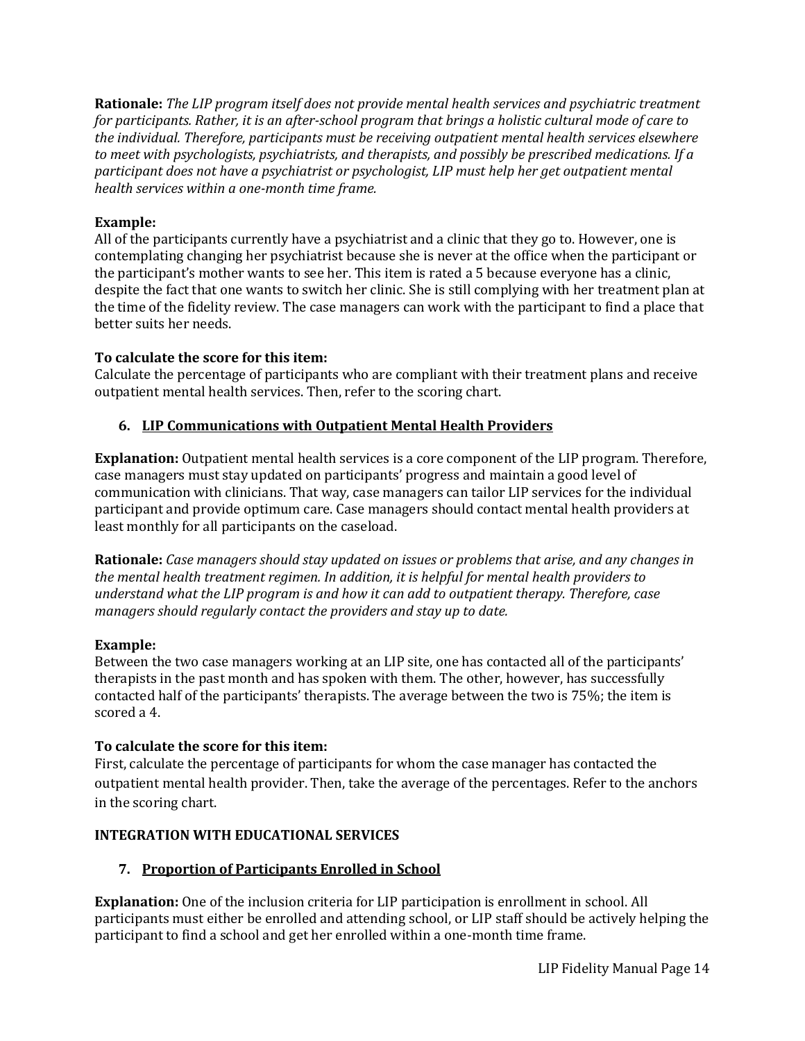**Rationale:** *The LIP program itself does not provide mental health services and psychiatric treatment for participants. Rather, it is an after-school program that brings a holistic cultural mode of care to the individual. Therefore, participants must be receiving outpatient mental health services elsewhere to meet with psychologists, psychiatrists, and therapists, and possibly be prescribed medications. If a participant does not have a psychiatrist or psychologist, LIP must help her get outpatient mental health services within a one-month time frame.*

**Example:**
All of the participants currently have a psychiatrist and a clinic that they go to. However, one is contemplating changing her psychiatrist because she is never at the office when the participant or the participant's mother wants to see her. This item is rated a 5 because everyone has a clinic, despite the fact that one wants to switch her clinic. She is still complying with her treatment plan at the time of the fidelity review. The case managers can work with the participant to find a place that better suits her needs.

**To calculate the score for this item:**
Calculate the percentage of participants who are compliant with their treatment plans and receive outpatient mental health services. Then, refer to the scoring chart.

### 6. LIP Communications with Outpatient Mental Health Providers

**Explanation:** Outpatient mental health services is a core component of the LIP program. Therefore, case managers must stay updated on participants' progress and maintain a good level of communication with clinicians. That way, case managers can tailor LIP services for the individual participant and provide optimum care. Case managers should contact mental health providers at least monthly for all participants on the caseload.

**Rationale:** *Case managers should stay updated on issues or problems that arise, and any changes in the mental health treatment regimen. In addition, it is helpful for mental health providers to understand what the LIP program is and how it can add to outpatient therapy. Therefore, case managers should regularly contact the providers and stay up to date.*

**Example:**
Between the two case managers working at an LIP site, one has contacted all of the participants' therapists in the past month and has spoken with them. The other, however, has successfully contacted half of the participants' therapists. The average between the two is 75%; the item is scored a 4.

**To calculate the score for this item:**
First, calculate the percentage of participants for whom the case manager has contacted the outpatient mental health provider. Then, take the average of the percentages. Refer to the anchors in the scoring chart.

## INTEGRATION WITH EDUCATIONAL SERVICES

### 7. Proportion of Participants Enrolled in School

**Explanation:** One of the inclusion criteria for LIP participation is enrollment in school. All participants must either be enrolled and attending school, or LIP staff should be actively helping the participant to find a school and get her enrolled within a one-month time frame.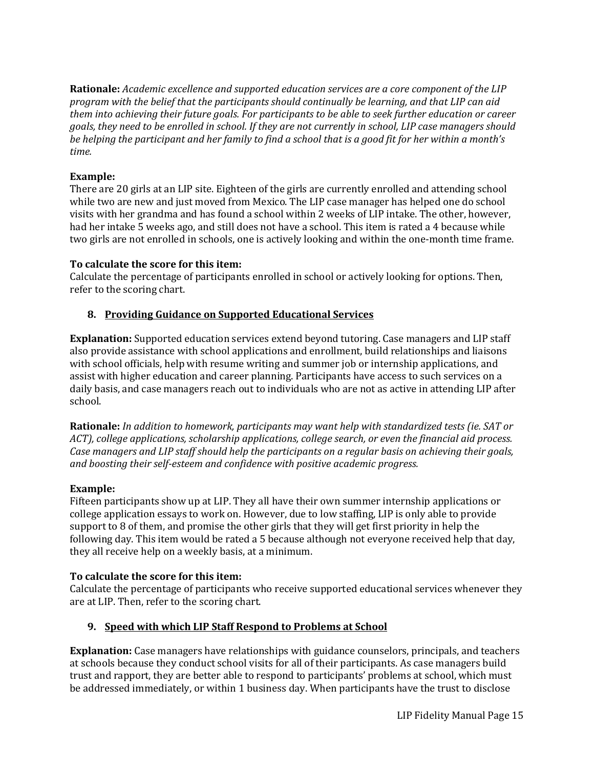**Rationale:** *Academic excellence and supported education services are a core component of the LIP program with the belief that the participants should continually be learning, and that LIP can aid them into achieving their future goals. For participants to be able to seek further education or career goals, they need to be enrolled in school. If they are not currently in school, LIP case managers should be helping the participant and her family to find a school that is a good fit for her within a month's time.*

**Example:**
There are 20 girls at an LIP site. Eighteen of the girls are currently enrolled and attending school while two are new and just moved from Mexico. The LIP case manager has helped one do school visits with her grandma and has found a school within 2 weeks of LIP intake. The other, however, had her intake 5 weeks ago, and still does not have a school. This item is rated a 4 because while two girls are not enrolled in schools, one is actively looking and within the one-month time frame.

**To calculate the score for this item:**
Calculate the percentage of participants enrolled in school or actively looking for options. Then, refer to the scoring chart.

8. **<u>Providing Guidance on Supported Educational Services</u>**

**Explanation:** Supported education services extend beyond tutoring. Case managers and LIP staff also provide assistance with school applications and enrollment, build relationships and liaisons with school officials, help with resume writing and summer job or internship applications, and assist with higher education and career planning. Participants have access to such services on a daily basis, and case managers reach out to individuals who are not as active in attending LIP after school.

**Rationale:** *In addition to homework, participants may want help with standardized tests (ie. SAT or ACT), college applications, scholarship applications, college search, or even the financial aid process. Case managers and LIP staff should help the participants on a regular basis on achieving their goals, and boosting their self-esteem and confidence with positive academic progress.*

**Example:**
Fifteen participants show up at LIP. They all have their own summer internship applications or college application essays to work on. However, due to low staffing, LIP is only able to provide support to 8 of them, and promise the other girls that they will get first priority in help the following day. This item would be rated a 5 because although not everyone received help that day, they all receive help on a weekly basis, at a minimum.

**To calculate the score for this item:**
Calculate the percentage of participants who receive supported educational services whenever they are at LIP. Then, refer to the scoring chart.

9. **<u>Speed with which LIP Staff Respond to Problems at School</u>**

**Explanation:** Case managers have relationships with guidance counselors, principals, and teachers at schools because they conduct school visits for all of their participants. As case managers build trust and rapport, they are better able to respond to participants' problems at school, which must be addressed immediately, or within 1 business day. When participants have the trust to disclose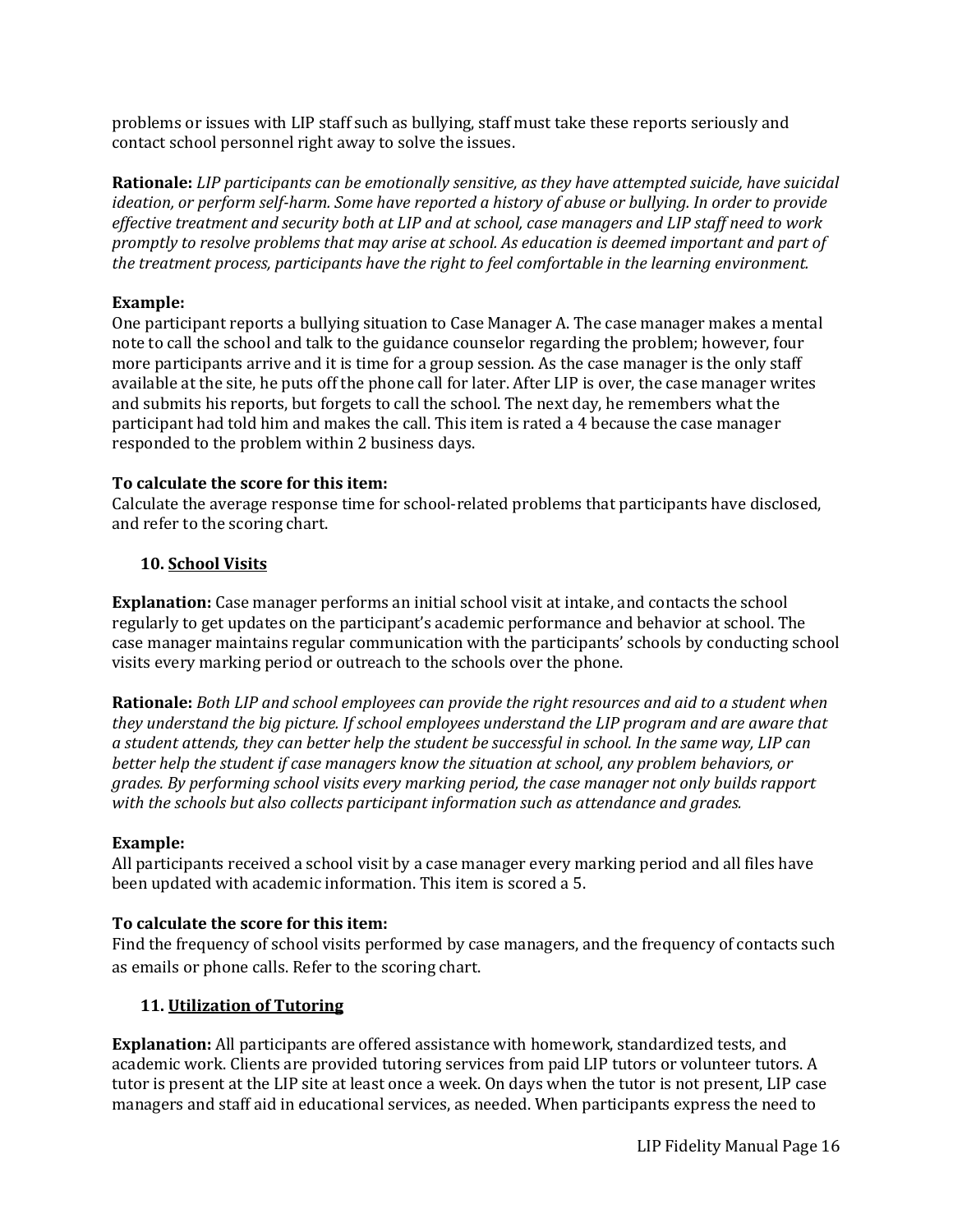problems or issues with LIP staff such as bullying, staff must take these reports seriously and contact school personnel right away to solve the issues.

**Rationale:** *LIP participants can be emotionally sensitive, as they have attempted suicide, have suicidal ideation, or perform self-harm. Some have reported a history of abuse or bullying. In order to provide effective treatment and security both at LIP and at school, case managers and LIP staff need to work promptly to resolve problems that may arise at school. As education is deemed important and part of the treatment process, participants have the right to feel comfortable in the learning environment.*

**Example:**
One participant reports a bullying situation to Case Manager A. The case manager makes a mental note to call the school and talk to the guidance counselor regarding the problem; however, four more participants arrive and it is time for a group session. As the case manager is the only staff available at the site, he puts off the phone call for later. After LIP is over, the case manager writes and submits his reports, but forgets to call the school. The next day, he remembers what the participant had told him and makes the call. This item is rated a 4 because the case manager responded to the problem within 2 business days.

**To calculate the score for this item:**
Calculate the average response time for school-related problems that participants have disclosed, and refer to the scoring chart.

### 10. <u>School Visits</u>

**Explanation:** Case manager performs an initial school visit at intake, and contacts the school regularly to get updates on the participant's academic performance and behavior at school. The case manager maintains regular communication with the participants' schools by conducting school visits every marking period or outreach to the schools over the phone.

**Rationale:** *Both LIP and school employees can provide the right resources and aid to a student when they understand the big picture. If school employees understand the LIP program and are aware that a student attends, they can better help the student be successful in school. In the same way, LIP can better help the student if case managers know the situation at school, any problem behaviors, or grades. By performing school visits every marking period, the case manager not only builds rapport with the schools but also collects participant information such as attendance and grades.*

**Example:**
All participants received a school visit by a case manager every marking period and all files have been updated with academic information. This item is scored a 5.

**To calculate the score for this item:**
Find the frequency of school visits performed by case managers, and the frequency of contacts such as emails or phone calls. Refer to the scoring chart.

### 11. <u>Utilization of Tutoring</u>

**Explanation:** All participants are offered assistance with homework, standardized tests, and academic work. Clients are provided tutoring services from paid LIP tutors or volunteer tutors. A tutor is present at the LIP site at least once a week. On days when the tutor is not present, LIP case managers and staff aid in educational services, as needed. When participants express the need to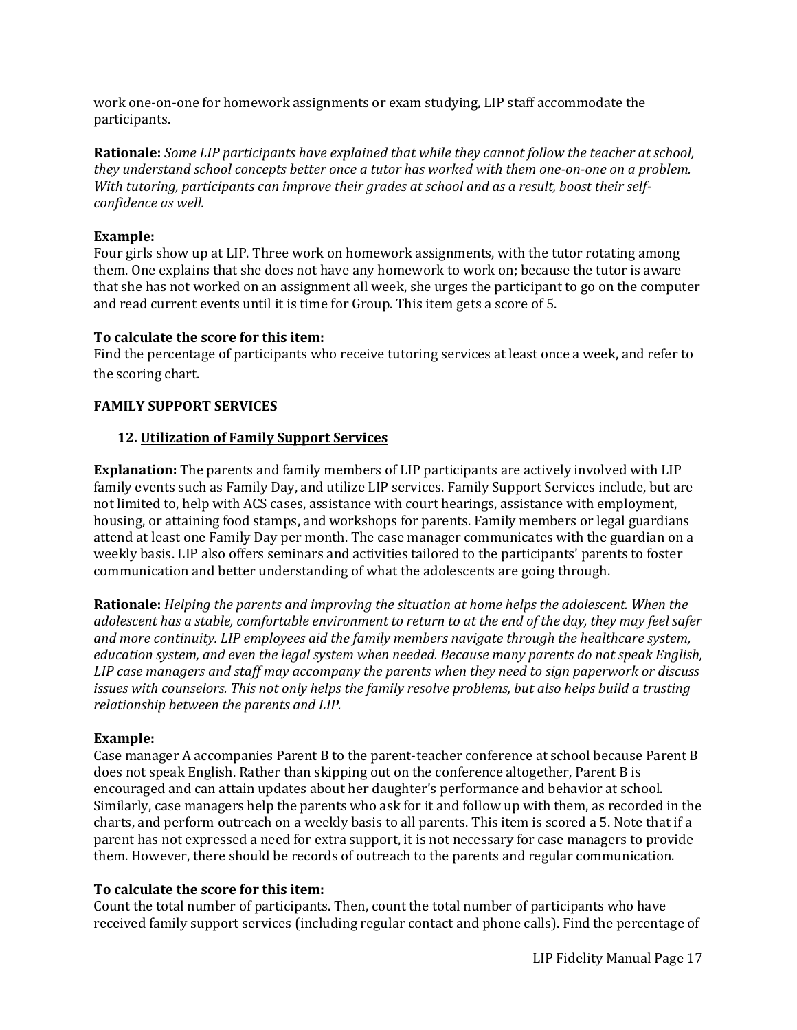work one-on-one for homework assignments or exam studying, LIP staff accommodate the participants.

**Rationale:** *Some LIP participants have explained that while they cannot follow the teacher at school, they understand school concepts better once a tutor has worked with them one-on-one on a problem. With tutoring, participants can improve their grades at school and as a result, boost their self-confidence as well.*

**Example:**
Four girls show up at LIP. Three work on homework assignments, with the tutor rotating among them. One explains that she does not have any homework to work on; because the tutor is aware that she has not worked on an assignment all week, she urges the participant to go on the computer and read current events until it is time for Group. This item gets a score of 5.

**To calculate the score for this item:**
Find the percentage of participants who receive tutoring services at least once a week, and refer to the scoring chart.

**FAMILY SUPPORT SERVICES**

**12. <u>Utilization of Family Support Services</u>**

**Explanation:** The parents and family members of LIP participants are actively involved with LIP family events such as Family Day, and utilize LIP services. Family Support Services include, but are not limited to, help with ACS cases, assistance with court hearings, assistance with employment, housing, or attaining food stamps, and workshops for parents. Family members or legal guardians attend at least one Family Day per month. The case manager communicates with the guardian on a weekly basis. LIP also offers seminars and activities tailored to the participants' parents to foster communication and better understanding of what the adolescents are going through.

**Rationale:** *Helping the parents and improving the situation at home helps the adolescent. When the adolescent has a stable, comfortable environment to return to at the end of the day, they may feel safer and more continuity. LIP employees aid the family members navigate through the healthcare system, education system, and even the legal system when needed. Because many parents do not speak English, LIP case managers and staff may accompany the parents when they need to sign paperwork or discuss issues with counselors. This not only helps the family resolve problems, but also helps build a trusting relationship between the parents and LIP.*

**Example:**
Case manager A accompanies Parent B to the parent-teacher conference at school because Parent B does not speak English. Rather than skipping out on the conference altogether, Parent B is encouraged and can attain updates about her daughter's performance and behavior at school. Similarly, case managers help the parents who ask for it and follow up with them, as recorded in the charts, and perform outreach on a weekly basis to all parents. This item is scored a 5. Note that if a parent has not expressed a need for extra support, it is not necessary for case managers to provide them. However, there should be records of outreach to the parents and regular communication.

**To calculate the score for this item:**
Count the total number of participants. Then, count the total number of participants who have received family support services (including regular contact and phone calls). Find the percentage of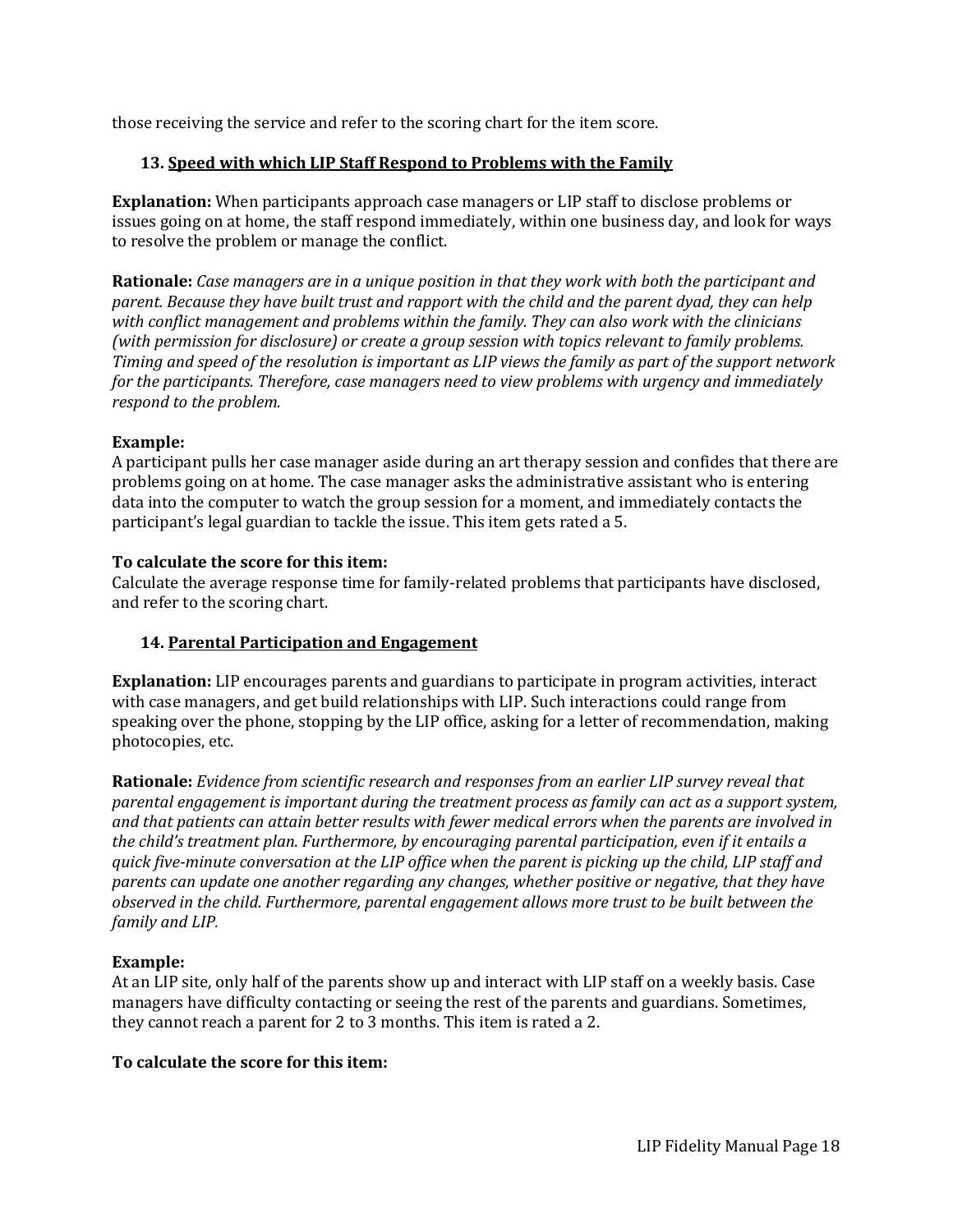those receiving the service and refer to the scoring chart for the item score.

### 13. <u>Speed with which LIP Staff Respond to Problems with the Family</u>

**Explanation:** When participants approach case managers or LIP staff to disclose problems or issues going on at home, the staff respond immediately, within one business day, and look for ways to resolve the problem or manage the conflict.

**Rationale:** *Case managers are in a unique position in that they work with both the participant and parent. Because they have built trust and rapport with the child and the parent dyad, they can help with conflict management and problems within the family. They can also work with the clinicians (with permission for disclosure) or create a group session with topics relevant to family problems. Timing and speed of the resolution is important as LIP views the family as part of the support network for the participants. Therefore, case managers need to view problems with urgency and immediately respond to the problem.*

**Example:**
A participant pulls her case manager aside during an art therapy session and confides that there are problems going on at home. The case manager asks the administrative assistant who is entering data into the computer to watch the group session for a moment, and immediately contacts the participant's legal guardian to tackle the issue. This item gets rated a 5.

**To calculate the score for this item:**
Calculate the average response time for family-related problems that participants have disclosed, and refer to the scoring chart.

### 14. <u>Parental Participation and Engagement</u>

**Explanation:** LIP encourages parents and guardians to participate in program activities, interact with case managers, and get build relationships with LIP. Such interactions could range from speaking over the phone, stopping by the LIP office, asking for a letter of recommendation, making photocopies, etc.

**Rationale:** *Evidence from scientific research and responses from an earlier LIP survey reveal that parental engagement is important during the treatment process as family can act as a support system, and that patients can attain better results with fewer medical errors when the parents are involved in the child's treatment plan. Furthermore, by encouraging parental participation, even if it entails a quick five-minute conversation at the LIP office when the parent is picking up the child, LIP staff and parents can update one another regarding any changes, whether positive or negative, that they have observed in the child. Furthermore, parental engagement allows more trust to be built between the family and LIP.*

**Example:**
At an LIP site, only half of the parents show up and interact with LIP staff on a weekly basis. Case managers have difficulty contacting or seeing the rest of the parents and guardians. Sometimes, they cannot reach a parent for 2 to 3 months. This item is rated a 2.

**To calculate the score for this item:**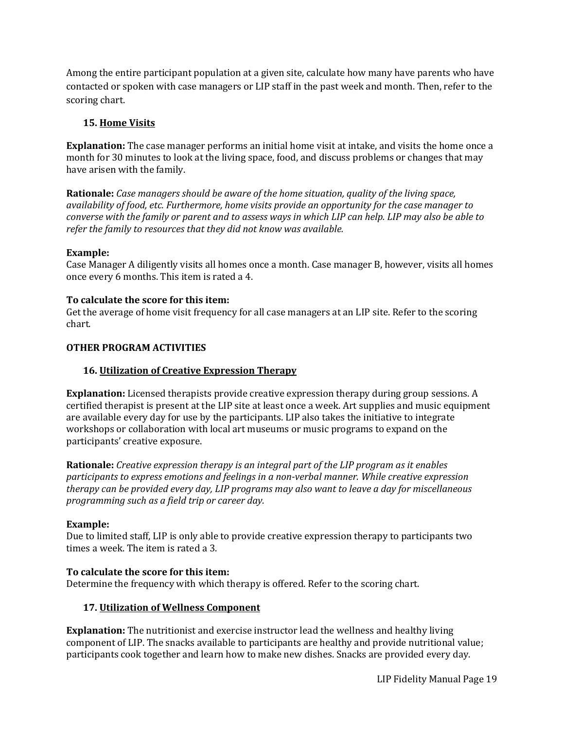Among the entire participant population at a given site, calculate how many have parents who have contacted or spoken with case managers or LIP staff in the past week and month. Then, refer to the scoring chart.

### 15. Home Visits

**Explanation:** The case manager performs an initial home visit at intake, and visits the home once a month for 30 minutes to look at the living space, food, and discuss problems or changes that may have arisen with the family.

**Rationale:** *Case managers should be aware of the home situation, quality of the living space, availability of food, etc. Furthermore, home visits provide an opportunity for the case manager to converse with the family or parent and to assess ways in which LIP can help. LIP may also be able to refer the family to resources that they did not know was available.*

**Example:**
Case Manager A diligently visits all homes once a month. Case manager B, however, visits all homes once every 6 months. This item is rated a 4.

**To calculate the score for this item:**
Get the average of home visit frequency for all case managers at an LIP site. Refer to the scoring chart.

## OTHER PROGRAM ACTIVITIES

### 16. Utilization of Creative Expression Therapy

**Explanation:** Licensed therapists provide creative expression therapy during group sessions. A certified therapist is present at the LIP site at least once a week. Art supplies and music equipment are available every day for use by the participants. LIP also takes the initiative to integrate workshops or collaboration with local art museums or music programs to expand on the participants' creative exposure.

**Rationale:** *Creative expression therapy is an integral part of the LIP program as it enables participants to express emotions and feelings in a non-verbal manner. While creative expression therapy can be provided every day, LIP programs may also want to leave a day for miscellaneous programming such as a field trip or career day.*

**Example:**
Due to limited staff, LIP is only able to provide creative expression therapy to participants two times a week. The item is rated a 3.

**To calculate the score for this item:**
Determine the frequency with which therapy is offered. Refer to the scoring chart.

### 17. Utilization of Wellness Component

**Explanation:** The nutritionist and exercise instructor lead the wellness and healthy living component of LIP. The snacks available to participants are healthy and provide nutritional value; participants cook together and learn how to make new dishes. Snacks are provided every day.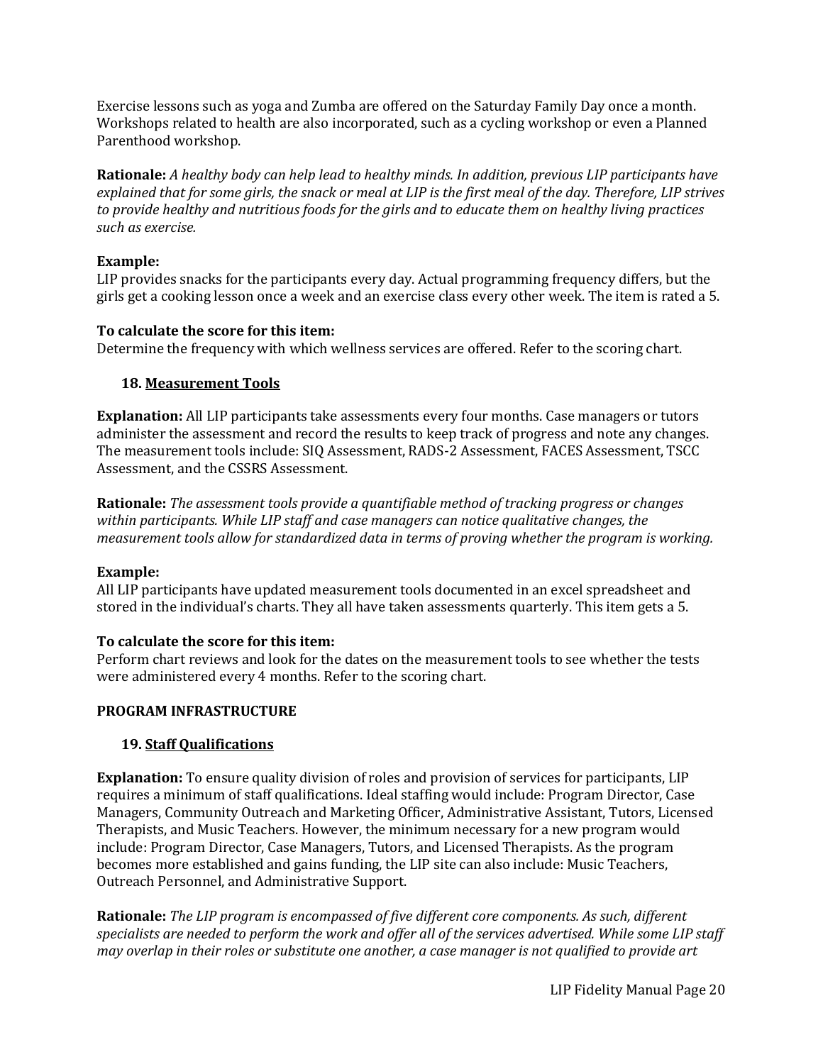Exercise lessons such as yoga and Zumba are offered on the Saturday Family Day once a month. Workshops related to health are also incorporated, such as a cycling workshop or even a Planned Parenthood workshop.

**Rationale:** *A healthy body can help lead to healthy minds. In addition, previous LIP participants have explained that for some girls, the snack or meal at LIP is the first meal of the day. Therefore, LIP strives to provide healthy and nutritious foods for the girls and to educate them on healthy living practices such as exercise.*

**Example:**
LIP provides snacks for the participants every day. Actual programming frequency differs, but the girls get a cooking lesson once a week and an exercise class every other week. The item is rated a 5.

**To calculate the score for this item:**
Determine the frequency with which wellness services are offered. Refer to the scoring chart.

### 18. <u>Measurement Tools</u>

**Explanation:** All LIP participants take assessments every four months. Case managers or tutors administer the assessment and record the results to keep track of progress and note any changes. The measurement tools include: SIQ Assessment, RADS-2 Assessment, FACES Assessment, TSCC Assessment, and the CSSRS Assessment.

**Rationale:** *The assessment tools provide a quantifiable method of tracking progress or changes within participants. While LIP staff and case managers can notice qualitative changes, the measurement tools allow for standardized data in terms of proving whether the program is working.*

**Example:**
All LIP participants have updated measurement tools documented in an excel spreadsheet and stored in the individual's charts. They all have taken assessments quarterly. This item gets a 5.

**To calculate the score for this item:**
Perform chart reviews and look for the dates on the measurement tools to see whether the tests were administered every 4 months. Refer to the scoring chart.

## PROGRAM INFRASTRUCTURE

### 19. <u>Staff Qualifications</u>

**Explanation:** To ensure quality division of roles and provision of services for participants, LIP requires a minimum of staff qualifications. Ideal staffing would include: Program Director, Case Managers, Community Outreach and Marketing Officer, Administrative Assistant, Tutors, Licensed Therapists, and Music Teachers. However, the minimum necessary for a new program would include: Program Director, Case Managers, Tutors, and Licensed Therapists. As the program becomes more established and gains funding, the LIP site can also include: Music Teachers, Outreach Personnel, and Administrative Support.

**Rationale:** *The LIP program is encompassed of five different core components. As such, different specialists are needed to perform the work and offer all of the services advertised. While some LIP staff may overlap in their roles or substitute one another, a case manager is not qualified to provide art*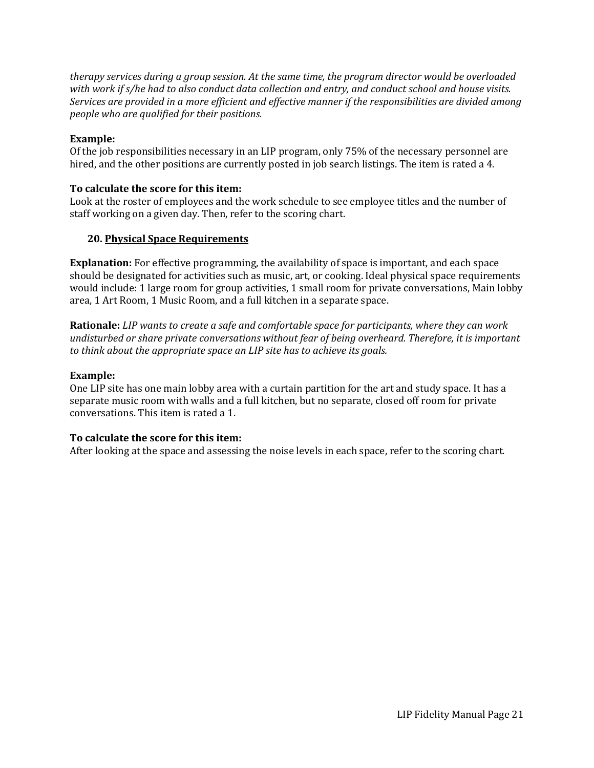*therapy services during a group session. At the same time, the program director would be overloaded with work if s/he had to also conduct data collection and entry, and conduct school and house visits. Services are provided in a more efficient and effective manner if the responsibilities are divided among people who are qualified for their positions.*

**Example:**
Of the job responsibilities necessary in an LIP program, only 75% of the necessary personnel are hired, and the other positions are currently posted in job search listings. The item is rated a 4.

**To calculate the score for this item:**
Look at the roster of employees and the work schedule to see employee titles and the number of staff working on a given day. Then, refer to the scoring chart.

### 20. <u>Physical Space Requirements</u>

**Explanation:** For effective programming, the availability of space is important, and each space should be designated for activities such as music, art, or cooking. Ideal physical space requirements would include: 1 large room for group activities, 1 small room for private conversations, Main lobby area, 1 Art Room, 1 Music Room, and a full kitchen in a separate space.

**Rationale:** *LIP wants to create a safe and comfortable space for participants, where they can work undisturbed or share private conversations without fear of being overheard. Therefore, it is important to think about the appropriate space an LIP site has to achieve its goals.*

**Example:**
One LIP site has one main lobby area with a curtain partition for the art and study space. It has a separate music room with walls and a full kitchen, but no separate, closed off room for private conversations. This item is rated a 1.

**To calculate the score for this item:**
After looking at the space and assessing the noise levels in each space, refer to the scoring chart.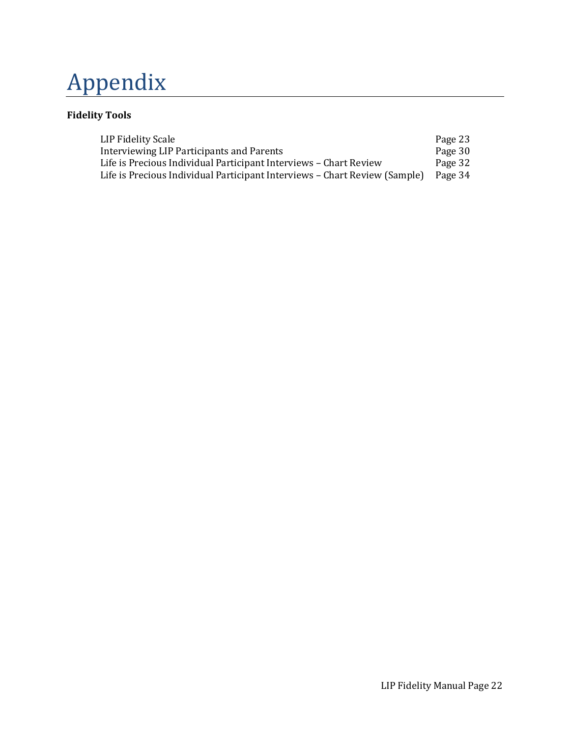# Appendix

**Fidelity Tools**

| | |
|---|---|
| LIP Fidelity Scale | Page 23 |
| Interviewing LIP Participants and Parents | Page 30 |
| Life is Precious Individual Participant Interviews – Chart Review | Page 32 |
| Life is Precious Individual Participant Interviews – Chart Review (Sample) | Page 34 |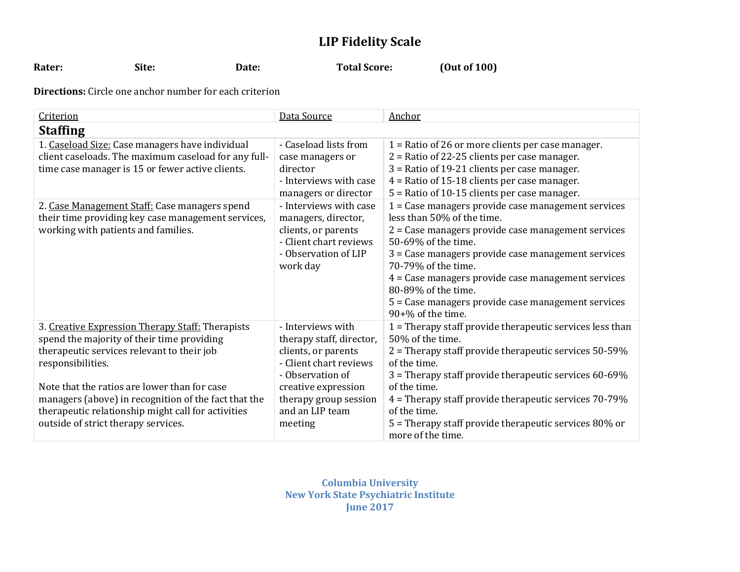# LIP Fidelity Scale

**Rater:** **Site:** **Date:** **Total Score:** **(Out of 100)**

**Directions:** Circle one anchor number for each criterion

| Criterion | Data Source | Anchor |
|---|---|---|
| **Staffing** | | |
| 1. Caseload Size: Case managers have individual client caseloads. The maximum caseload for any full-time case manager is 15 or fewer active clients. | - Caseload lists from case managers or director<br>- Interviews with case managers or director | 1 = Ratio of 26 or more clients per case manager.<br>2 = Ratio of 22-25 clients per case manager.<br>3 = Ratio of 19-21 clients per case manager.<br>4 = Ratio of 15-18 clients per case manager.<br>5 = Ratio of 10-15 clients per case manager. |
| 2. Case Management Staff: Case managers spend their time providing key case management services, working with patients and families. | - Interviews with case managers, director, clients, or parents<br>- Client chart reviews<br>- Observation of LIP work day | 1 = Case managers provide case management services less than 50% of the time.<br>2 = Case managers provide case management services 50-69% of the time.<br>3 = Case managers provide case management services 70-79% of the time.<br>4 = Case managers provide case management services 80-89% of the time.<br>5 = Case managers provide case management services 90+% of the time. |
| 3. Creative Expression Therapy Staff: Therapists spend the majority of their time providing therapeutic services relevant to their job responsibilities.<br><br>Note that the ratios are lower than for case managers (above) in recognition of the fact that the therapeutic relationship might call for activities outside of strict therapy services. | - Interviews with therapy staff, director, clients, or parents<br>- Client chart reviews<br>- Observation of creative expression therapy group session and an LIP team meeting | 1 = Therapy staff provide therapeutic services less than 50% of the time.<br>2 = Therapy staff provide therapeutic services 50-59% of the time.<br>3 = Therapy staff provide therapeutic services 60-69% of the time.<br>4 = Therapy staff provide therapeutic services 70-79% of the time.<br>5 = Therapy staff provide therapeutic services 80% or more of the time. |

**Columbia University**
**New York State Psychiatric Institute**
**June 2017**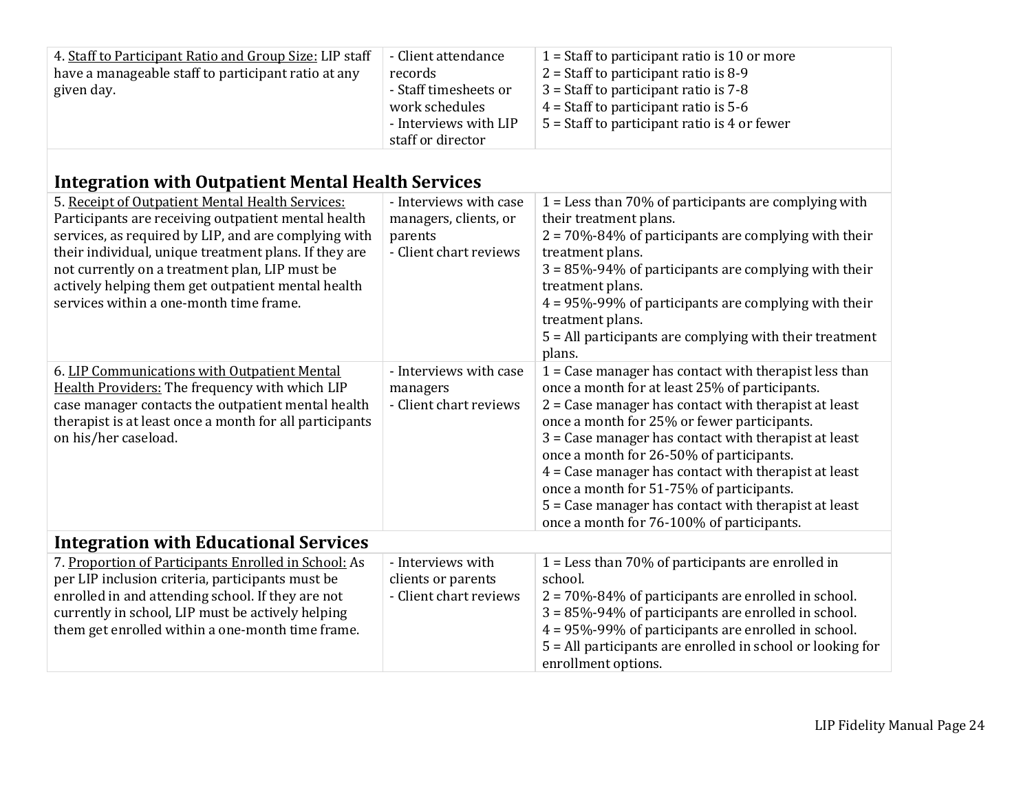| | | |
|---|---|---|
| 4. <u>Staff to Participant Ratio and Group Size:</u> LIP staff have a manageable staff to participant ratio at any given day. | - Client attendance records<br>- Staff timesheets or work schedules<br>- Interviews with LIP staff or director | 1 = Staff to participant ratio is 10 or more<br>2 = Staff to participant ratio is 8-9<br>3 = Staff to participant ratio is 7-8<br>4 = Staff to participant ratio is 5-6<br>5 = Staff to participant ratio is 4 or fewer |
| **Integration with Outpatient Mental Health Services** | | |
| 5. <u>Receipt of Outpatient Mental Health Services:</u> Participants are receiving outpatient mental health services, as required by LIP, and are complying with their individual, unique treatment plans. If they are not currently on a treatment plan, LIP must be actively helping them get outpatient mental health services within a one-month time frame. | - Interviews with case managers, clients, or parents<br>- Client chart reviews | 1 = Less than 70% of participants are complying with their treatment plans.<br>2 = 70%-84% of participants are complying with their treatment plans.<br>3 = 85%-94% of participants are complying with their treatment plans.<br>4 = 95%-99% of participants are complying with their treatment plans.<br>5 = All participants are complying with their treatment plans. |
| 6. <u>LIP Communications with Outpatient Mental Health Providers:</u> The frequency with which LIP case manager contacts the outpatient mental health therapist is at least once a month for all participants on his/her caseload. | - Interviews with case managers<br>- Client chart reviews | 1 = Case manager has contact with therapist less than once a month for at least 25% of participants.<br>2 = Case manager has contact with therapist at least once a month for 25% or fewer participants.<br>3 = Case manager has contact with therapist at least once a month for 26-50% of participants.<br>4 = Case manager has contact with therapist at least once a month for 51-75% of participants.<br>5 = Case manager has contact with therapist at least once a month for 76-100% of participants. |
| **Integration with Educational Services** | | |
| 7. <u>Proportion of Participants Enrolled in School:</u> As per LIP inclusion criteria, participants must be enrolled in and attending school. If they are not currently in school, LIP must be actively helping them get enrolled within a one-month time frame. | - Interviews with clients or parents<br>- Client chart reviews | 1 = Less than 70% of participants are enrolled in school.<br>2 = 70%-84% of participants are enrolled in school.<br>3 = 85%-94% of participants are enrolled in school.<br>4 = 95%-99% of participants are enrolled in school.<br>5 = All participants are enrolled in school or looking for enrollment options. |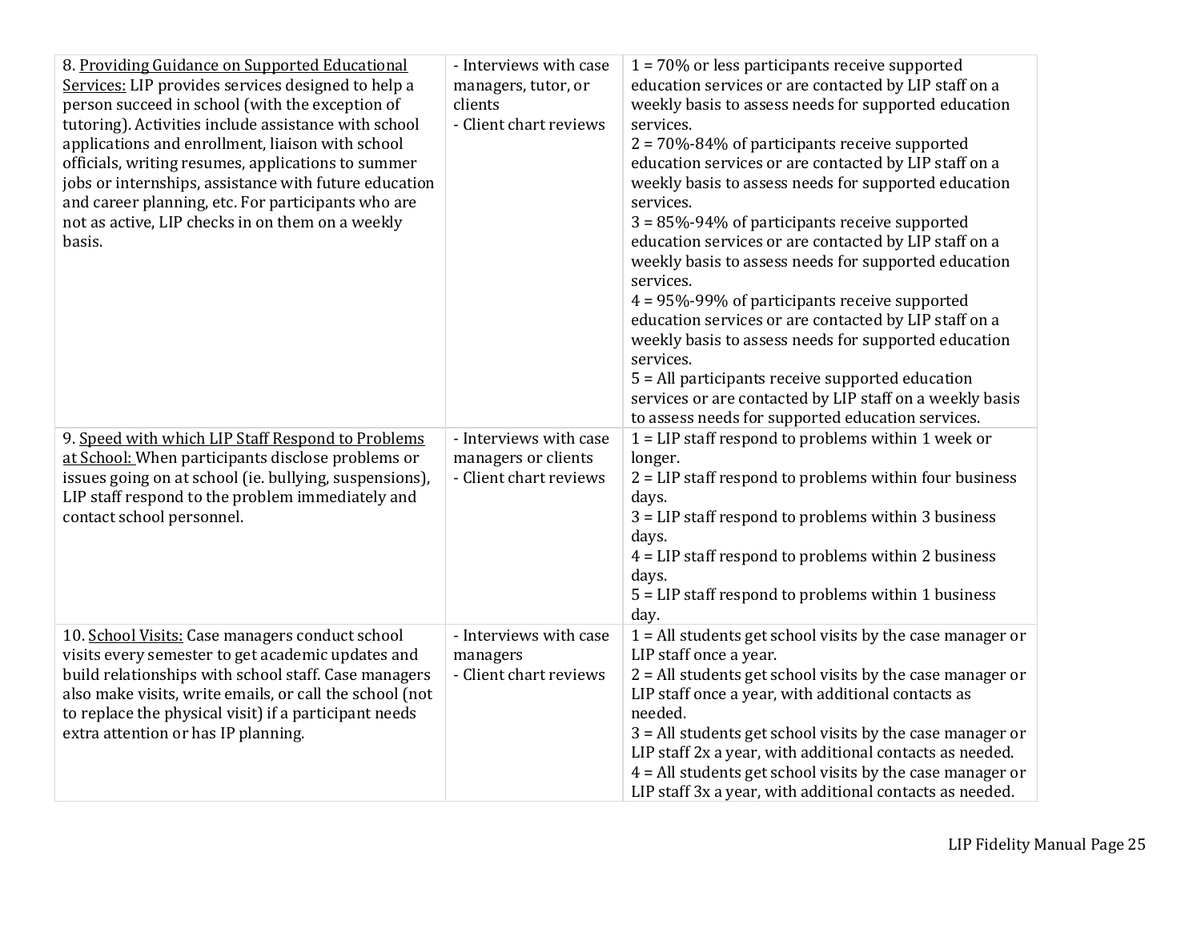| | | |
|---|---|---|
| 8. <u>Providing Guidance on Supported Educational Services:</u> LIP provides services designed to help a person succeed in school (with the exception of tutoring). Activities include assistance with school applications and enrollment, liaison with school officials, writing resumes, applications to summer jobs or internships, assistance with future education and career planning, etc. For participants who are not as active, LIP checks in on them on a weekly basis. | - Interviews with case managers, tutor, or clients<br>- Client chart reviews | 1 = 70% or less participants receive supported education services or are contacted by LIP staff on a weekly basis to assess needs for supported education services.<br>2 = 70%-84% of participants receive supported education services or are contacted by LIP staff on a weekly basis to assess needs for supported education services.<br>3 = 85%-94% of participants receive supported education services or are contacted by LIP staff on a weekly basis to assess needs for supported education services.<br>4 = 95%-99% of participants receive supported education services or are contacted by LIP staff on a weekly basis to assess needs for supported education services.<br>5 = All participants receive supported education services or are contacted by LIP staff on a weekly basis to assess needs for supported education services. |
| 9. <u>Speed with which LIP Staff Respond to Problems at School:</u> When participants disclose problems or issues going on at school (ie. bullying, suspensions), LIP staff respond to the problem immediately and contact school personnel. | - Interviews with case managers or clients<br>- Client chart reviews | 1 = LIP staff respond to problems within 1 week or longer.<br>2 = LIP staff respond to problems within four business days.<br>3 = LIP staff respond to problems within 3 business days.<br>4 = LIP staff respond to problems within 2 business days.<br>5 = LIP staff respond to problems within 1 business day. |
| 10. <u>School Visits:</u> Case managers conduct school visits every semester to get academic updates and build relationships with school staff. Case managers also make visits, write emails, or call the school (not to replace the physical visit) if a participant needs extra attention or has IP planning. | - Interviews with case managers<br>- Client chart reviews | 1 = All students get school visits by the case manager or LIP staff once a year.<br>2 = All students get school visits by the case manager or LIP staff once a year, with additional contacts as needed.<br>3 = All students get school visits by the case manager or LIP staff 2x a year, with additional contacts as needed.<br>4 = All students get school visits by the case manager or LIP staff 3x a year, with additional contacts as needed. |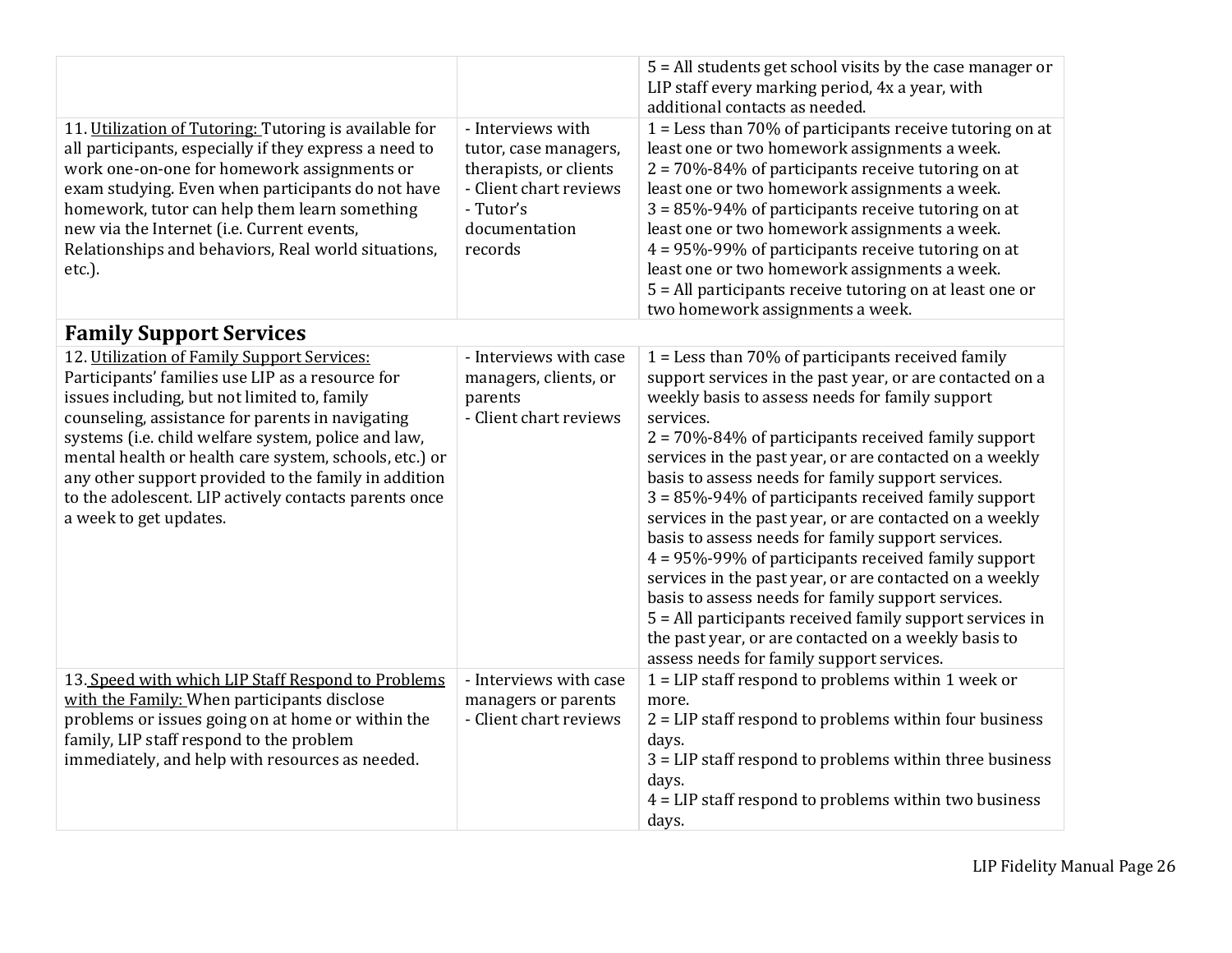| | | |
|---|---|---|
| | | 5 = All students get school visits by the case manager or LIP staff every marking period, 4x a year, with additional contacts as needed. |
| 11. Utilization of Tutoring: Tutoring is available for all participants, especially if they express a need to work one-on-one for homework assignments or exam studying. Even when participants do not have homework, tutor can help them learn something new via the Internet (i.e. Current events, Relationships and behaviors, Real world situations, etc.). | - Interviews with tutor, case managers, therapists, or clients<br>- Client chart reviews<br>- Tutor's documentation records | 1 = Less than 70% of participants receive tutoring on at least one or two homework assignments a week.<br>2 = 70%-84% of participants receive tutoring on at least one or two homework assignments a week.<br>3 = 85%-94% of participants receive tutoring on at least one or two homework assignments a week.<br>4 = 95%-99% of participants receive tutoring on at least one or two homework assignments a week.<br>5 = All participants receive tutoring on at least one or two homework assignments a week. |
| **Family Support Services** | | |
| 12. Utilization of Family Support Services: Participants' families use LIP as a resource for issues including, but not limited to, family counseling, assistance for parents in navigating systems (i.e. child welfare system, police and law, mental health or health care system, schools, etc.) or any other support provided to the family in addition to the adolescent. LIP actively contacts parents once a week to get updates. | - Interviews with case managers, clients, or parents<br>- Client chart reviews | 1 = Less than 70% of participants received family support services in the past year, or are contacted on a weekly basis to assess needs for family support services.<br>2 = 70%-84% of participants received family support services in the past year, or are contacted on a weekly basis to assess needs for family support services.<br>3 = 85%-94% of participants received family support services in the past year, or are contacted on a weekly basis to assess needs for family support services.<br>4 = 95%-99% of participants received family support services in the past year, or are contacted on a weekly basis to assess needs for family support services.<br>5 = All participants received family support services in the past year, or are contacted on a weekly basis to assess needs for family support services. |
| 13. Speed with which LIP Staff Respond to Problems with the Family: When participants disclose problems or issues going on at home or within the family, LIP staff respond to the problem immediately, and help with resources as needed. | - Interviews with case managers or parents<br>- Client chart reviews | 1 = LIP staff respond to problems within 1 week or more.<br>2 = LIP staff respond to problems within four business days.<br>3 = LIP staff respond to problems within three business days.<br>4 = LIP staff respond to problems within two business days. |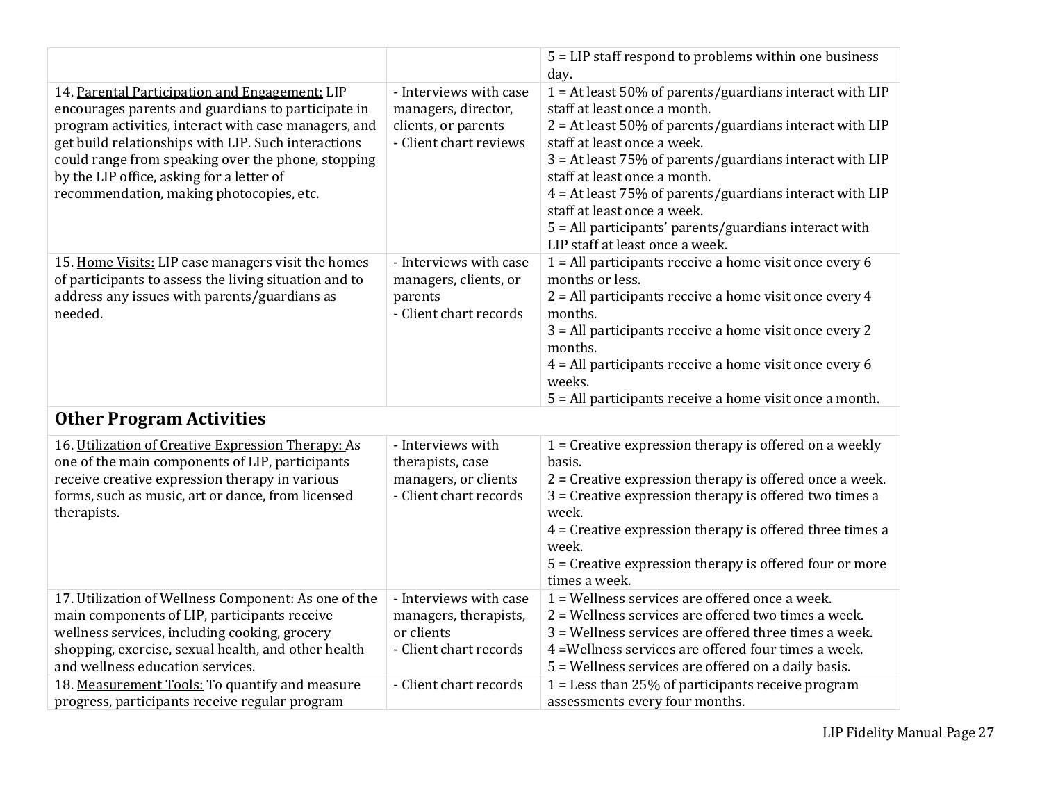| | | |
|---|---|---|
| | | 5 = LIP staff respond to problems within one business day. |
| 14. <u>Parental Participation and Engagement:</u> LIP encourages parents and guardians to participate in program activities, interact with case managers, and get build relationships with LIP. Such interactions could range from speaking over the phone, stopping by the LIP office, asking for a letter of recommendation, making photocopies, etc. | - Interviews with case managers, director, clients, or parents<br>- Client chart reviews | 1 = At least 50% of parents/guardians interact with LIP staff at least once a month.<br>2 = At least 50% of parents/guardians interact with LIP staff at least once a week.<br>3 = At least 75% of parents/guardians interact with LIP staff at least once a month.<br>4 = At least 75% of parents/guardians interact with LIP staff at least once a week.<br>5 = All participants' parents/guardians interact with LIP staff at least once a week. |
| 15. <u>Home Visits:</u> LIP case managers visit the homes of participants to assess the living situation and to address any issues with parents/guardians as needed. | - Interviews with case managers, clients, or parents<br>- Client chart records | 1 = All participants receive a home visit once every 6 months or less.<br>2 = All participants receive a home visit once every 4 months.<br>3 = All participants receive a home visit once every 2 months.<br>4 = All participants receive a home visit once every 6 weeks.<br>5 = All participants receive a home visit once a month. |
| **Other Program Activities** | | |
| 16. <u>Utilization of Creative Expression Therapy:</u> As one of the main components of LIP, participants receive creative expression therapy in various forms, such as music, art or dance, from licensed therapists. | - Interviews with therapists, case managers, or clients<br>- Client chart records | 1 = Creative expression therapy is offered on a weekly basis.<br>2 = Creative expression therapy is offered once a week.<br>3 = Creative expression therapy is offered two times a week.<br>4 = Creative expression therapy is offered three times a week.<br>5 = Creative expression therapy is offered four or more times a week. |
| 17. <u>Utilization of Wellness Component:</u> As one of the main components of LIP, participants receive wellness services, including cooking, grocery shopping, exercise, sexual health, and other health and wellness education services. | - Interviews with case managers, therapists, or clients<br>- Client chart records | 1 = Wellness services are offered once a week.<br>2 = Wellness services are offered two times a week.<br>3 = Wellness services are offered three times a week.<br>4 =Wellness services are offered four times a week.<br>5 = Wellness services are offered on a daily basis. |
| 18. <u>Measurement Tools:</u> To quantify and measure progress, participants receive regular program | - Client chart records | 1 = Less than 25% of participants receive program assessments every four months. |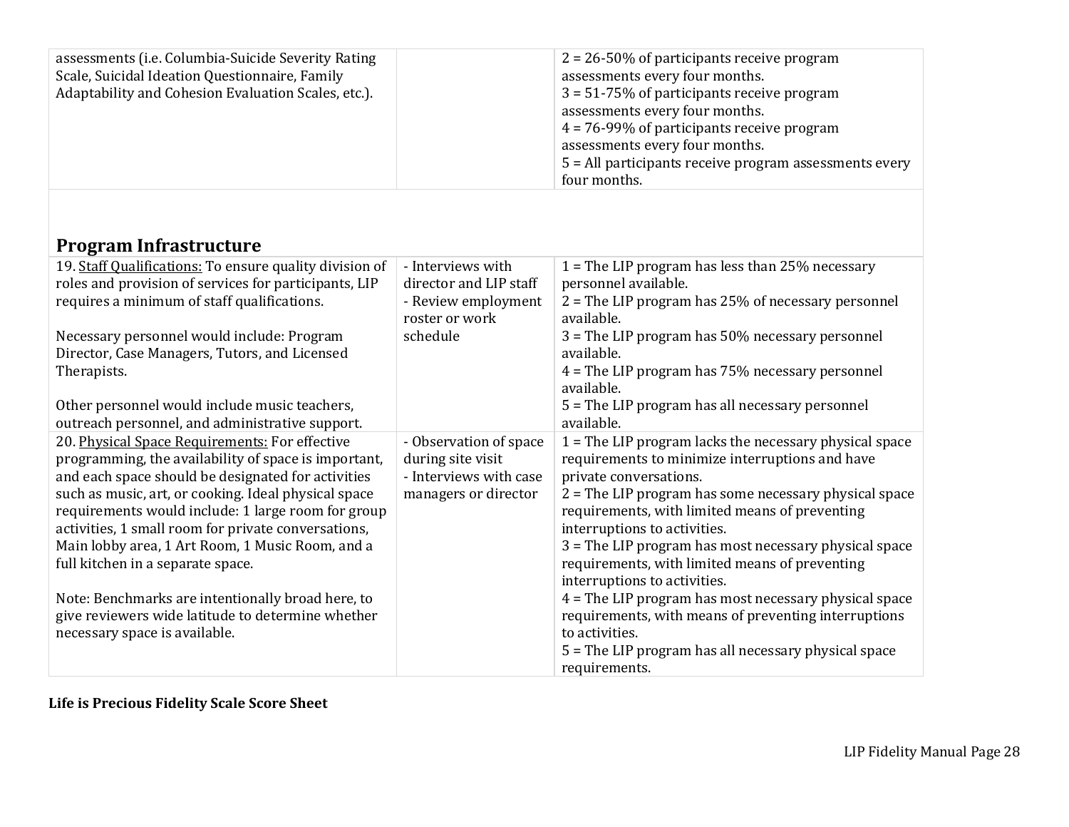| | | |
|---|---|---|
| assessments (i.e. Columbia-Suicide Severity Rating Scale, Suicidal Ideation Questionnaire, Family Adaptability and Cohesion Evaluation Scales, etc.). | | 2 = 26-50% of participants receive program assessments every four months.<br>3 = 51-75% of participants receive program assessments every four months.<br>4 = 76-99% of participants receive program assessments every four months.<br>5 = All participants receive program assessments every four months. |

## Program Infrastructure

| | | |
|---|---|---|
| 19. Staff Qualifications: To ensure quality division of roles and provision of services for participants, LIP requires a minimum of staff qualifications.<br><br>Necessary personnel would include: Program Director, Case Managers, Tutors, and Licensed Therapists.<br><br>Other personnel would include music teachers, outreach personnel, and administrative support. | - Interviews with director and LIP staff<br>- Review employment roster or work schedule | 1 = The LIP program has less than 25% necessary personnel available.<br>2 = The LIP program has 25% of necessary personnel available.<br>3 = The LIP program has 50% necessary personnel available.<br>4 = The LIP program has 75% necessary personnel available.<br>5 = The LIP program has all necessary personnel available. |
| 20. Physical Space Requirements: For effective programming, the availability of space is important, and each space should be designated for activities such as music, art, or cooking. Ideal physical space requirements would include: 1 large room for group activities, 1 small room for private conversations, Main lobby area, 1 Art Room, 1 Music Room, and a full kitchen in a separate space.<br><br>Note: Benchmarks are intentionally broad here, to give reviewers wide latitude to determine whether necessary space is available. | - Observation of space during site visit<br>- Interviews with case managers or director | 1 = The LIP program lacks the necessary physical space requirements to minimize interruptions and have private conversations.<br>2 = The LIP program has some necessary physical space requirements, with limited means of preventing interruptions to activities.<br>3 = The LIP program has most necessary physical space requirements, with limited means of preventing interruptions to activities.<br>4 = The LIP program has most necessary physical space requirements, with means of preventing interruptions to activities.<br>5 = The LIP program has all necessary physical space requirements. |

**Life is Precious Fidelity Scale Score Sheet**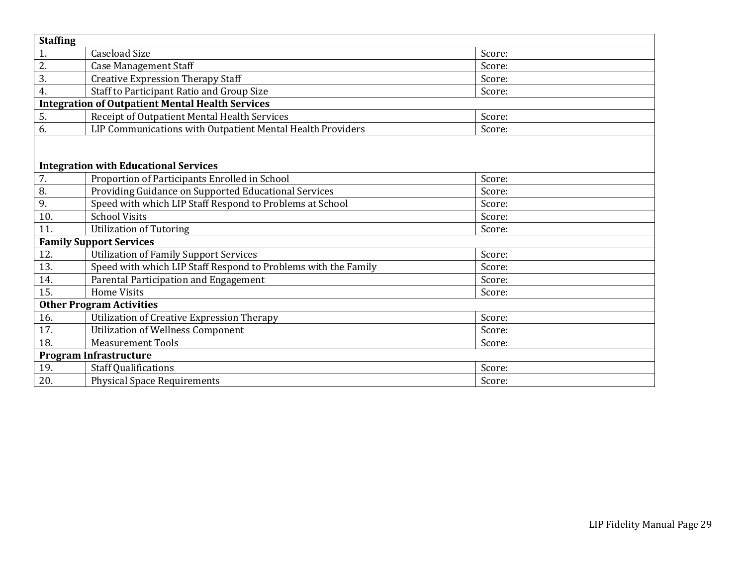| Staffing | | |
| --- | --- | --- |
| 1. | Caseload Size | Score: |
| 2. | Case Management Staff | Score: |
| 3. | Creative Expression Therapy Staff | Score: |
| 4. | Staff to Participant Ratio and Group Size | Score: |
| **Integration of Outpatient Mental Health Services** | | |
| 5. | Receipt of Outpatient Mental Health Services | Score: |
| 6. | LIP Communications with Outpatient Mental Health Providers | Score: |
| **Integration with Educational Services** | | |
| 7. | Proportion of Participants Enrolled in School | Score: |
| 8. | Providing Guidance on Supported Educational Services | Score: |
| 9. | Speed with which LIP Staff Respond to Problems at School | Score: |
| 10. | School Visits | Score: |
| 11. | Utilization of Tutoring | Score: |
| **Family Support Services** | | |
| 12. | Utilization of Family Support Services | Score: |
| 13. | Speed with which LIP Staff Respond to Problems with the Family | Score: |
| 14. | Parental Participation and Engagement | Score: |
| 15. | Home Visits | Score: |
| **Other Program Activities** | | |
| 16. | Utilization of Creative Expression Therapy | Score: |
| 17. | Utilization of Wellness Component | Score: |
| 18. | Measurement Tools | Score: |
| **Program Infrastructure** | | |
| 19. | Staff Qualifications | Score: |
| 20. | Physical Space Requirements | Score: |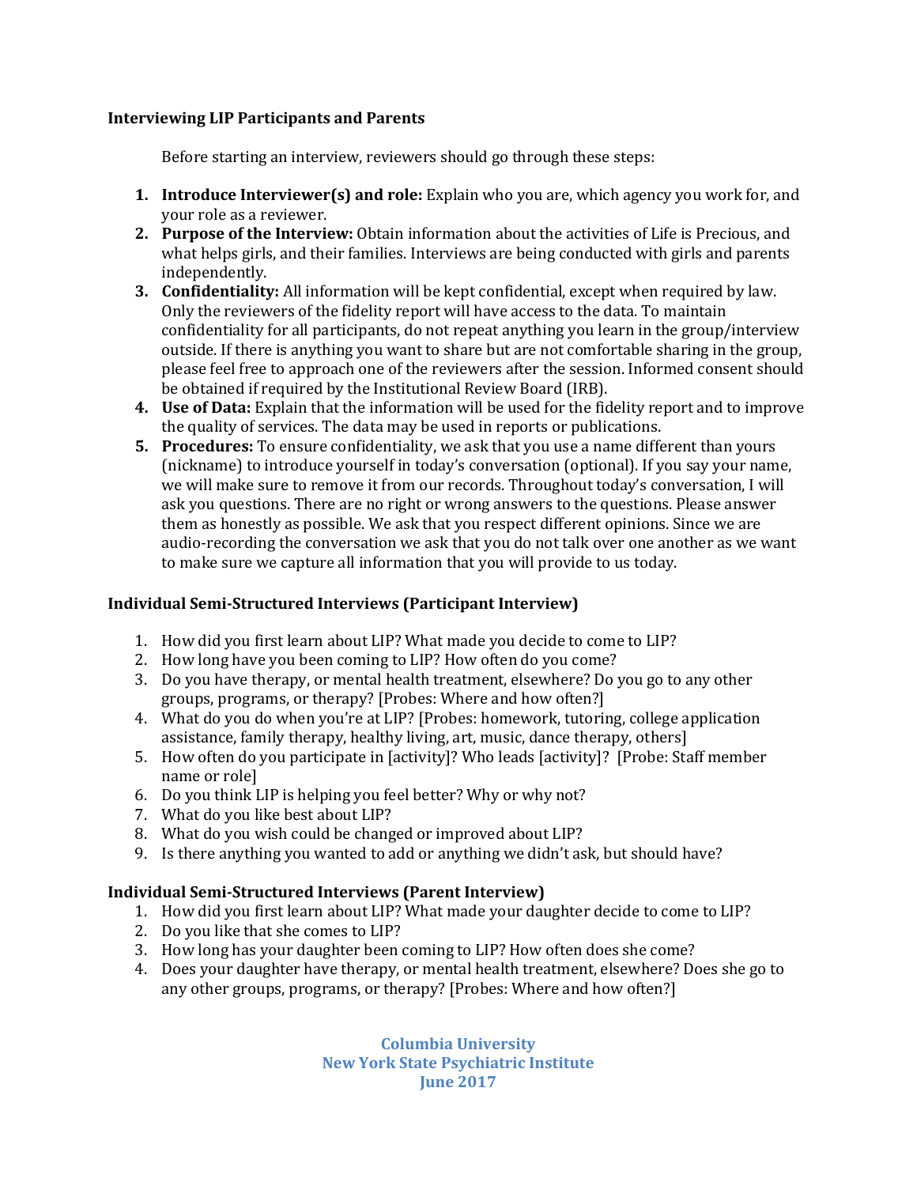**Interviewing LIP Participants and Parents**

Before starting an interview, reviewers should go through these steps:

1. **Introduce Interviewer(s) and role:** Explain who you are, which agency you work for, and your role as a reviewer.
2. **Purpose of the Interview:** Obtain information about the activities of Life is Precious, and what helps girls, and their families. Interviews are being conducted with girls and parents independently.
3. **Confidentiality:** All information will be kept confidential, except when required by law. Only the reviewers of the fidelity report will have access to the data. To maintain confidentiality for all participants, do not repeat anything you learn in the group/interview outside. If there is anything you want to share but are not comfortable sharing in the group, please feel free to approach one of the reviewers after the session. Informed consent should be obtained if required by the Institutional Review Board (IRB).
4. **Use of Data:** Explain that the information will be used for the fidelity report and to improve the quality of services. The data may be used in reports or publications.
5. **Procedures:** To ensure confidentiality, we ask that you use a name different than yours (nickname) to introduce yourself in today's conversation (optional). If you say your name, we will make sure to remove it from our records. Throughout today's conversation, I will ask you questions. There are no right or wrong answers to the questions. Please answer them as honestly as possible. We ask that you respect different opinions. Since we are audio-recording the conversation we ask that you do not talk over one another as we want to make sure we capture all information that you will provide to us today.

**Individual Semi-Structured Interviews (Participant Interview)**

1. How did you first learn about LIP? What made you decide to come to LIP?
2. How long have you been coming to LIP? How often do you come?
3. Do you have therapy, or mental health treatment, elsewhere? Do you go to any other groups, programs, or therapy? [Probes: Where and how often?]
4. What do you do when you're at LIP? [Probes: homework, tutoring, college application assistance, family therapy, healthy living, art, music, dance therapy, others]
5. How often do you participate in [activity]? Who leads [activity]? [Probe: Staff member name or role]
6. Do you think LIP is helping you feel better? Why or why not?
7. What do you like best about LIP?
8. What do you wish could be changed or improved about LIP?
9. Is there anything you wanted to add or anything we didn't ask, but should have?

**Individual Semi-Structured Interviews (Parent Interview)**

1. How did you first learn about LIP? What made your daughter decide to come to LIP?
2. Do you like that she comes to LIP?
3. How long has your daughter been coming to LIP? How often does she come?
4. Does your daughter have therapy, or mental health treatment, elsewhere? Does she go to any other groups, programs, or therapy? [Probes: Where and how often?]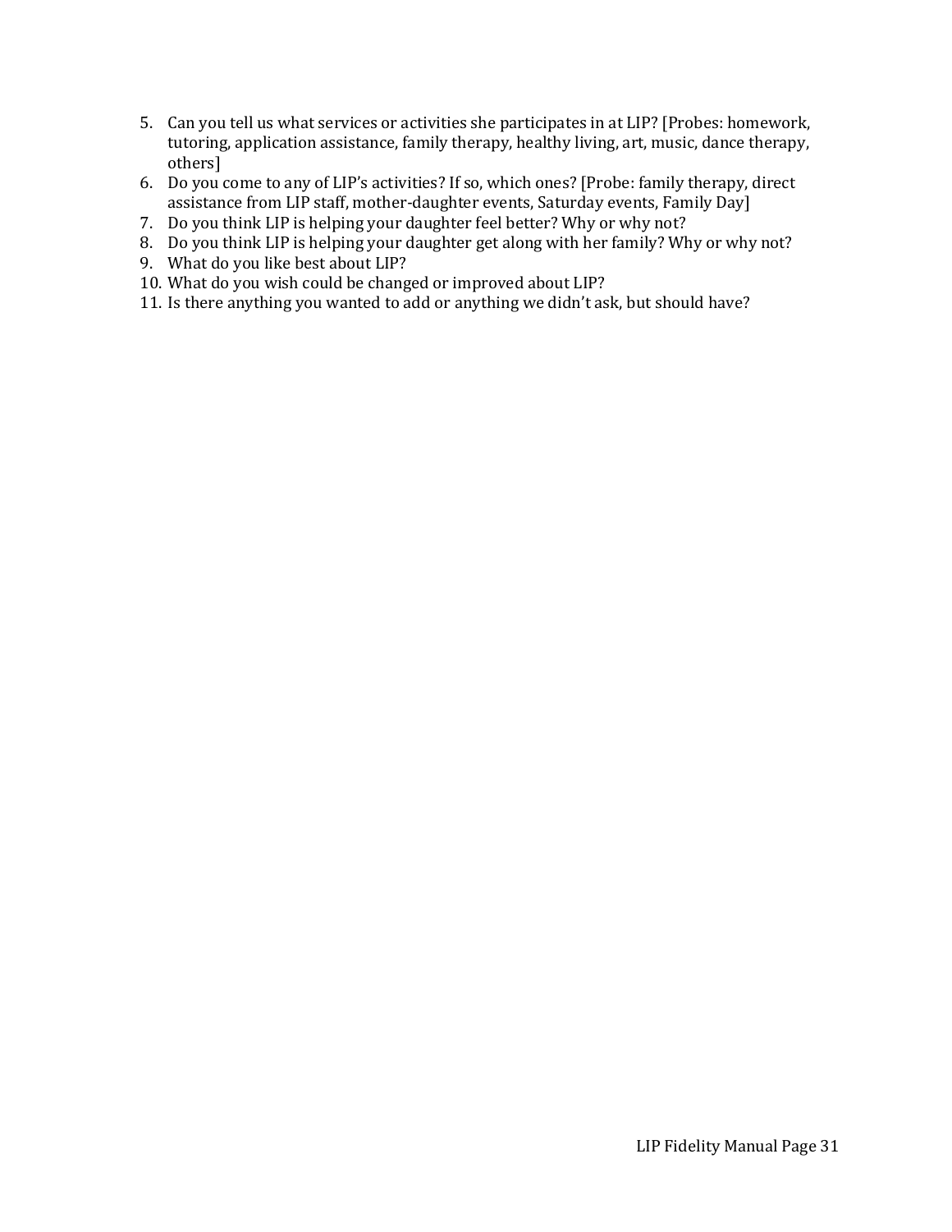5. Can you tell us what services or activities she participates in at LIP? [Probes: homework, tutoring, application assistance, family therapy, healthy living, art, music, dance therapy, others]
6. Do you come to any of LIP's activities? If so, which ones? [Probe: family therapy, direct assistance from LIP staff, mother-daughter events, Saturday events, Family Day]
7. Do you think LIP is helping your daughter feel better? Why or why not?
8. Do you think LIP is helping your daughter get along with her family? Why or why not?
9. What do you like best about LIP?
10. What do you wish could be changed or improved about LIP?
11. Is there anything you wanted to add or anything we didn't ask, but should have?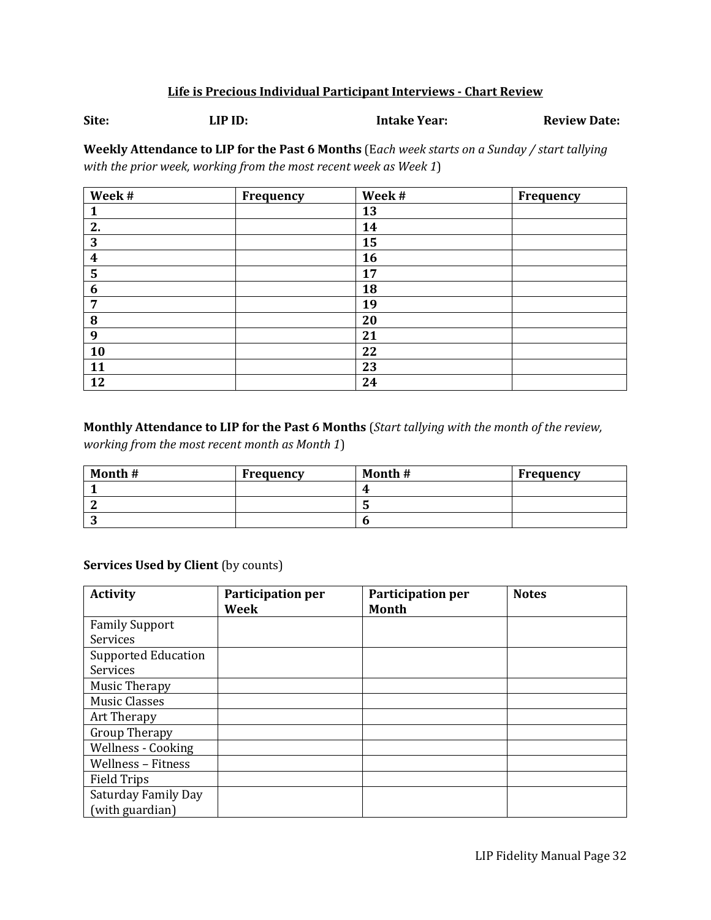### Life is Precious Individual Participant Interviews - Chart Review

**Site:** **LIP ID:** **Intake Year:** **Review Date:**

**Weekly Attendance to LIP for the Past 6 Months** (E*ach week starts on a Sunday / start tallying with the prior week, working from the most recent week as Week 1*)

| Week # | Frequency | Week # | Frequency |
|---|---|---|---|
| 1 | | 13 | |
| 2. | | 14 | |
| 3 | | 15 | |
| 4 | | 16 | |
| 5 | | 17 | |
| 6 | | 18 | |
| 7 | | 19 | |
| 8 | | 20 | |
| 9 | | 21 | |
| 10 | | 22 | |
| 11 | | 23 | |
| 12 | | 24 | |

**Monthly Attendance to LIP for the Past 6 Months** (*Start tallying with the month of the review, working from the most recent month as Month 1*)

| Month # | Frequency | Month # | Frequency |
|---|---|---|---|
| 1 | | 4 | |
| 2 | | 5 | |
| 3 | | 6 | |

**Services Used by Client** (by counts)

| Activity | Participation per Week | Participation per Month | Notes |
|---|---|---|---|
| Family Support Services | | | |
| Supported Education Services | | | |
| Music Therapy | | | |
| Music Classes | | | |
| Art Therapy | | | |
| Group Therapy | | | |
| Wellness - Cooking | | | |
| Wellness – Fitness | | | |
| Field Trips | | | |
| Saturday Family Day (with guardian) | | | |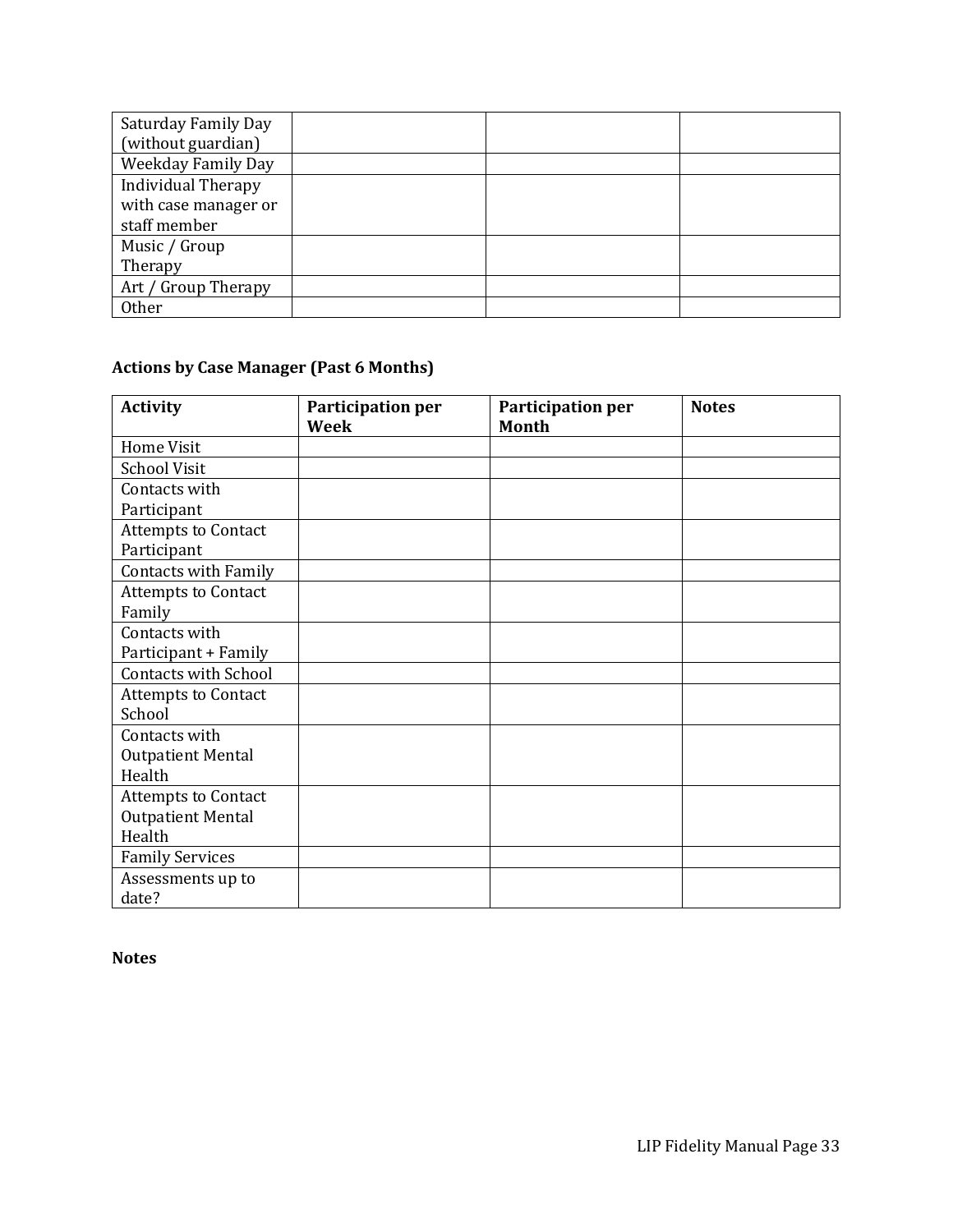| | | | |
|---|---|---|---|
| Saturday Family Day (without guardian) | | | |
| Weekday Family Day | | | |
| Individual Therapy with case manager or staff member | | | |
| Music / Group Therapy | | | |
| Art / Group Therapy | | | |
| Other | | | |

**Actions by Case Manager (Past 6 Months)**

| Activity | Participation per Week | Participation per Month | Notes |
|---|---|---|---|
| Home Visit | | | |
| School Visit | | | |
| Contacts with Participant | | | |
| Attempts to Contact Participant | | | |
| Contacts with Family | | | |
| Attempts to Contact Family | | | |
| Contacts with Participant + Family | | | |
| Contacts with School | | | |
| Attempts to Contact School | | | |
| Contacts with Outpatient Mental Health | | | |
| Attempts to Contact Outpatient Mental Health | | | |
| Family Services | | | |
| Assessments up to date? | | | |

**Notes**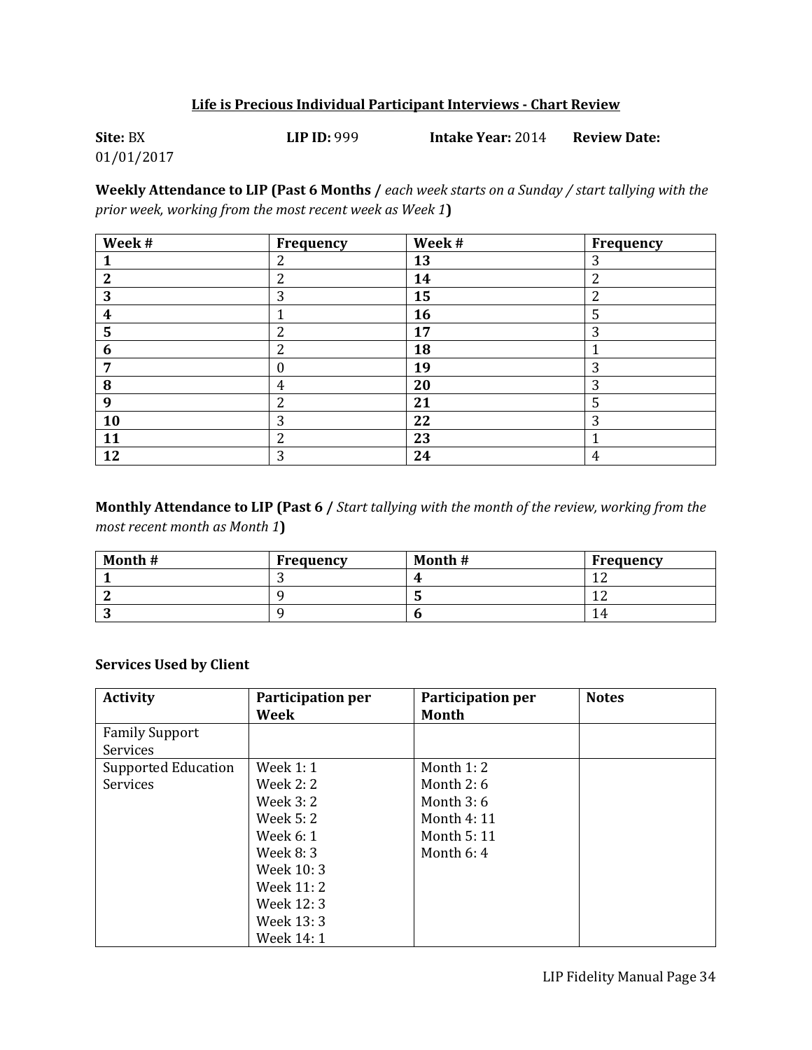**Life is Precious Individual Participant Interviews - Chart Review**

**Site:** BX **LIP ID:** 999 **Intake Year:** 2014 **Review Date:** 01/01/2017

**Weekly Attendance to LIP (Past 6 Months /** *each week starts on a Sunday / start tallying with the prior week, working from the most recent week as Week 1***)**

| Week # | Frequency | Week # | Frequency |
|---|---|---|---|
| **1** | 2 | **13** | 3 |
| **2** | 2 | **14** | 2 |
| **3** | 3 | **15** | 2 |
| **4** | 1 | **16** | 5 |
| **5** | 2 | **17** | 3 |
| **6** | 2 | **18** | 1 |
| **7** | 0 | **19** | 3 |
| **8** | 4 | **20** | 3 |
| **9** | 2 | **21** | 5 |
| **10** | 3 | **22** | 3 |
| **11** | 2 | **23** | 1 |
| **12** | 3 | **24** | 4 |

**Monthly Attendance to LIP (Past 6 /** *Start tallying with the month of the review, working from the most recent month as Month 1***)**

| Month # | Frequency | Month # | Frequency |
|---|---|---|---|
| **1** | 3 | **4** | 12 |
| **2** | 9 | **5** | 12 |
| **3** | 9 | **6** | 14 |

**Services Used by Client**

| Activity | Participation per Week | Participation per Month | Notes |
|---|---|---|---|
| Family Support Services | | | |
| Supported Education Services | Week 1: 1<br>Week 2: 2<br>Week 3: 2<br>Week 5: 2<br>Week 6: 1<br>Week 8: 3<br>Week 10: 3<br>Week 11: 2<br>Week 12: 3<br>Week 13: 3<br>Week 14: 1 | Month 1: 2<br>Month 2: 6<br>Month 3: 6<br>Month 4: 11<br>Month 5: 11<br>Month 6: 4 | |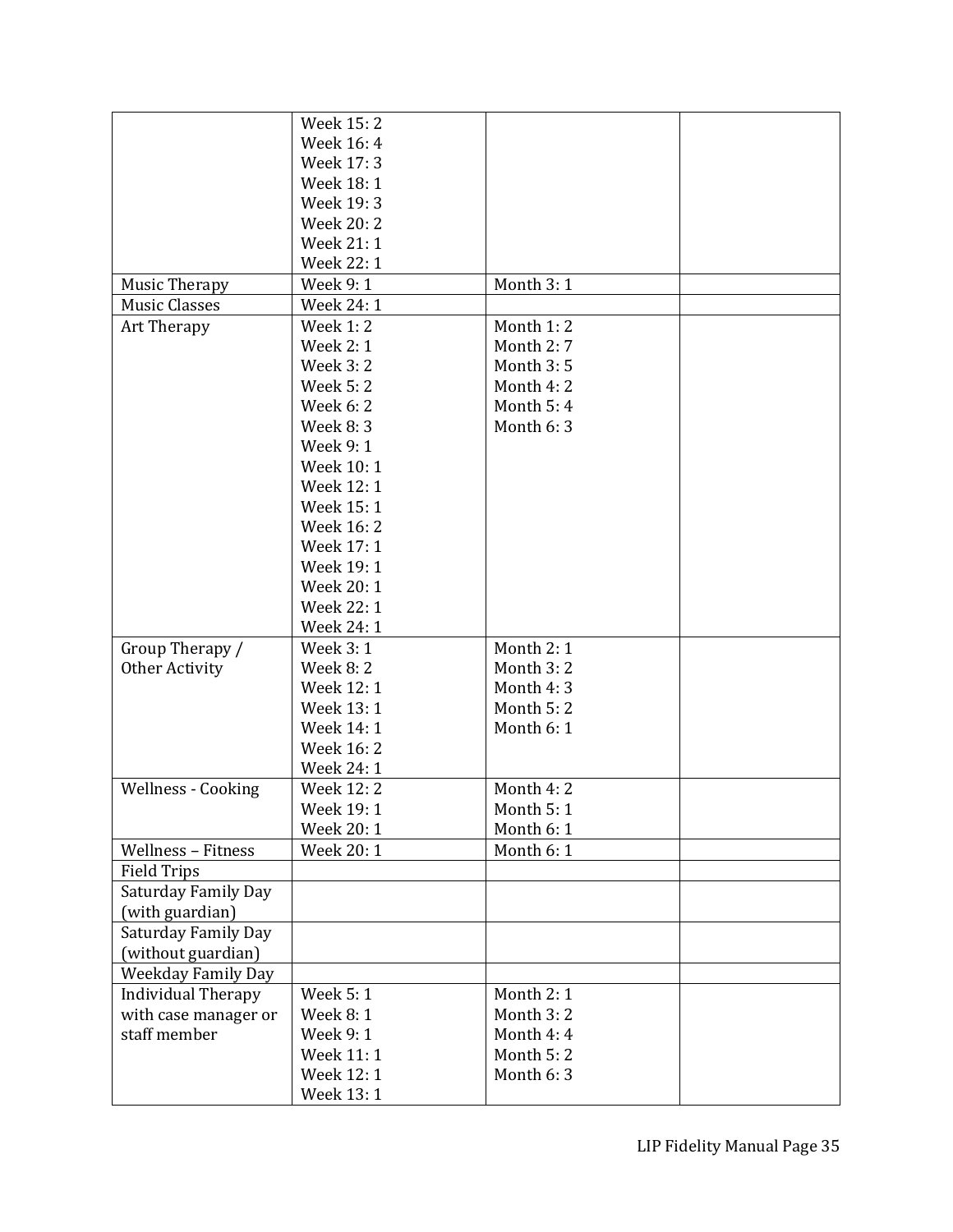| | | | |
|---|---|---|---|
| | Week 15: 2<br>Week 16: 4<br>Week 17: 3<br>Week 18: 1<br>Week 19: 3<br>Week 20: 2<br>Week 21: 1<br>Week 22: 1 | | |
| Music Therapy | Week 9: 1 | Month 3: 1 | |
| Music Classes | Week 24: 1 | | |
| Art Therapy | Week 1: 2<br>Week 2: 1<br>Week 3: 2<br>Week 5: 2<br>Week 6: 2<br>Week 8: 3<br>Week 9: 1<br>Week 10: 1<br>Week 12: 1<br>Week 15: 1<br>Week 16: 2<br>Week 17: 1<br>Week 19: 1<br>Week 20: 1<br>Week 22: 1<br>Week 24: 1 | Month 1: 2<br>Month 2: 7<br>Month 3: 5<br>Month 4: 2<br>Month 5: 4<br>Month 6: 3 | |
| Group Therapy / Other Activity | Week 3: 1<br>Week 8: 2<br>Week 12: 1<br>Week 13: 1<br>Week 14: 1<br>Week 16: 2<br>Week 24: 1 | Month 2: 1<br>Month 3: 2<br>Month 4: 3<br>Month 5: 2<br>Month 6: 1 | |
| Wellness - Cooking | Week 12: 2<br>Week 19: 1<br>Week 20: 1 | Month 4: 2<br>Month 5: 1<br>Month 6: 1 | |
| Wellness – Fitness | Week 20: 1 | Month 6: 1 | |
| Field Trips | | | |
| Saturday Family Day (with guardian) | | | |
| Saturday Family Day (without guardian) | | | |
| Weekday Family Day | | | |
| Individual Therapy with case manager or staff member | Week 5: 1<br>Week 8: 1<br>Week 9: 1<br>Week 11: 1<br>Week 12: 1<br>Week 13: 1 | Month 2: 1<br>Month 3: 2<br>Month 4: 4<br>Month 5: 2<br>Month 6: 3 | |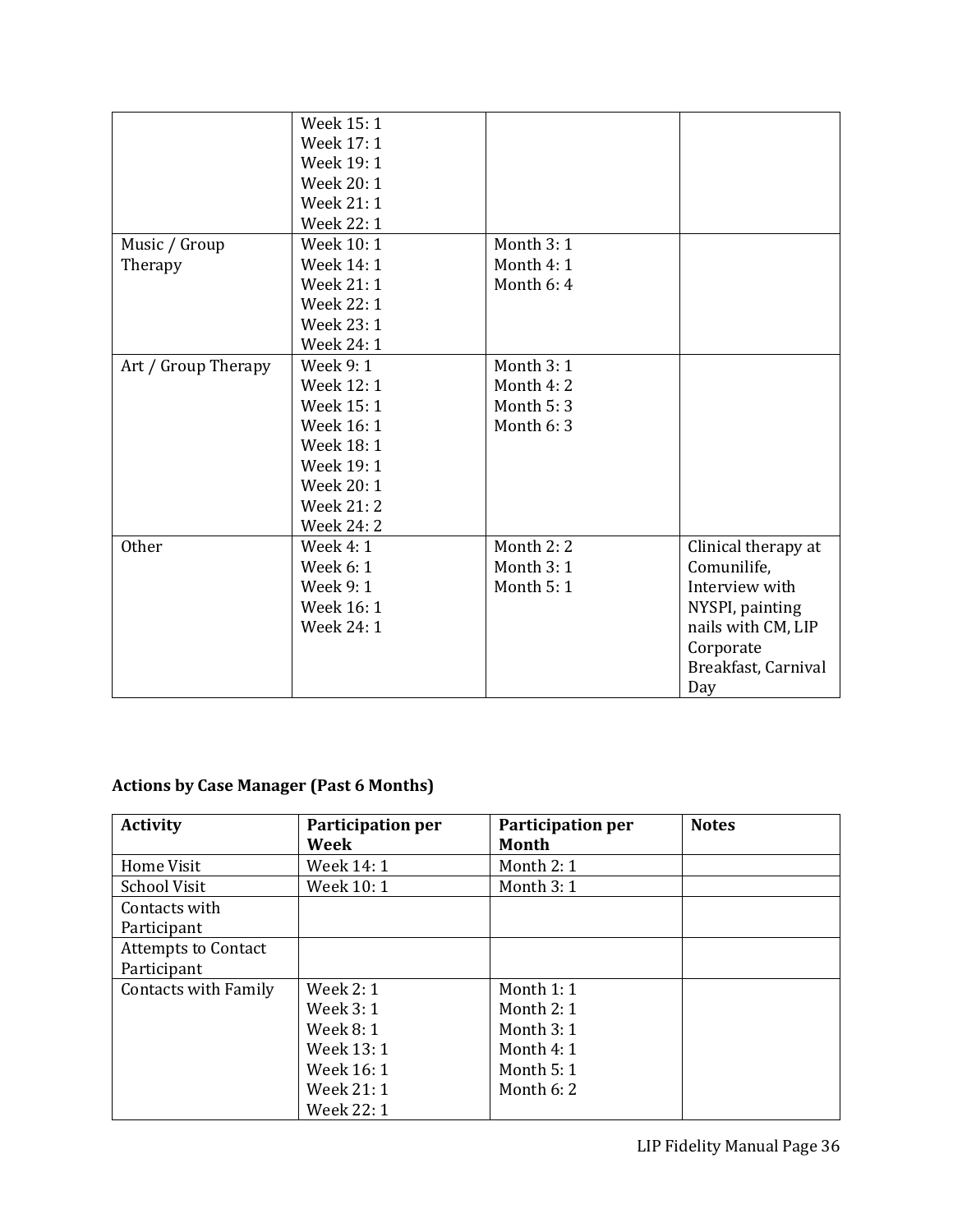| | | | |
|---|---|---|---|
| | Week 15: 1<br>Week 17: 1<br>Week 19: 1<br>Week 20: 1<br>Week 21: 1<br>Week 22: 1 | | |
| Music / Group Therapy | Week 10: 1<br>Week 14: 1<br>Week 21: 1<br>Week 22: 1<br>Week 23: 1<br>Week 24: 1 | Month 3: 1<br>Month 4: 1<br>Month 6: 4 | |
| Art / Group Therapy | Week 9: 1<br>Week 12: 1<br>Week 15: 1<br>Week 16: 1<br>Week 18: 1<br>Week 19: 1<br>Week 20: 1<br>Week 21: 2<br>Week 24: 2 | Month 3: 1<br>Month 4: 2<br>Month 5: 3<br>Month 6: 3 | |
| Other | Week 4: 1<br>Week 6: 1<br>Week 9: 1<br>Week 16: 1<br>Week 24: 1 | Month 2: 2<br>Month 3: 1<br>Month 5: 1 | Clinical therapy at Comunilife, Interview with NYSPI, painting nails with CM, LIP Corporate Breakfast, Carnival Day |

**Actions by Case Manager (Past 6 Months)**

| Activity | Participation per Week | Participation per Month | Notes |
|---|---|---|---|
| Home Visit | Week 14: 1 | Month 2: 1 | |
| School Visit | Week 10: 1 | Month 3: 1 | |
| Contacts with Participant | | | |
| Attempts to Contact Participant | | | |
| Contacts with Family | Week 2: 1<br>Week 3: 1<br>Week 8: 1<br>Week 13: 1<br>Week 16: 1<br>Week 21: 1<br>Week 22: 1 | Month 1: 1<br>Month 2: 1<br>Month 3: 1<br>Month 4: 1<br>Month 5: 1<br>Month 6: 2 | |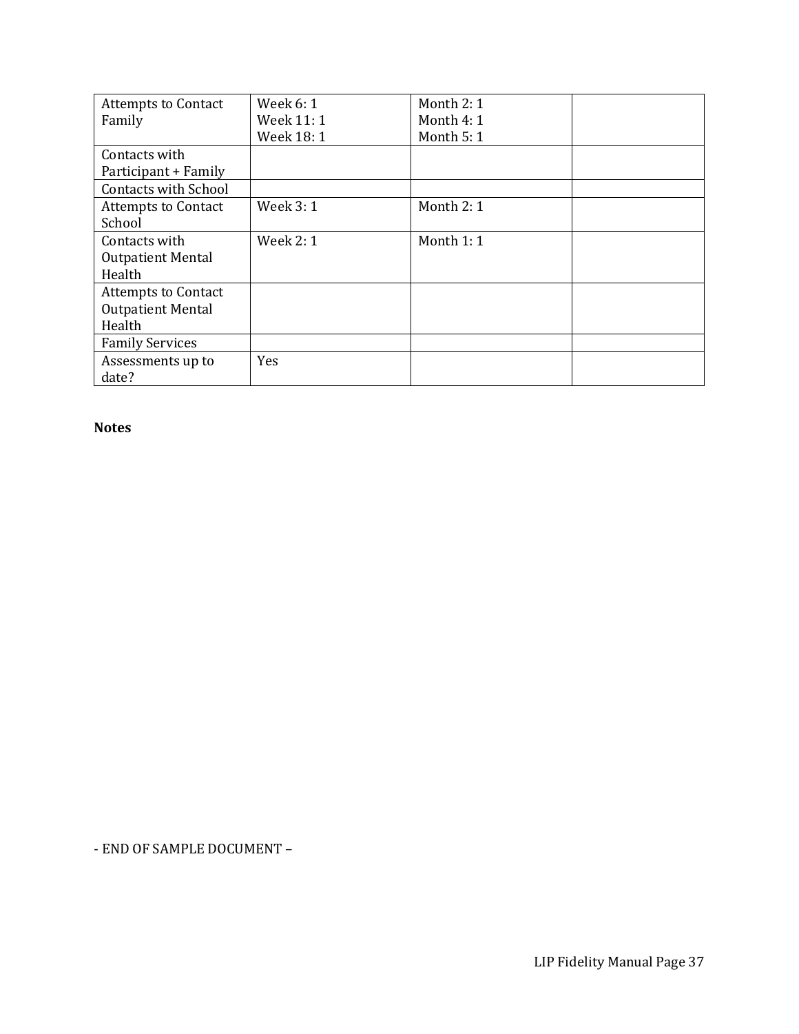| | | | |
|---|---|---|---|
| Attempts to Contact Family | Week 6: 1<br>Week 11: 1<br>Week 18: 1 | Month 2: 1<br>Month 4: 1<br>Month 5: 1 | |
| Contacts with Participant + Family | | | |
| Contacts with School | | | |
| Attempts to Contact School | Week 3: 1 | Month 2: 1 | |
| Contacts with Outpatient Mental Health | Week 2: 1 | Month 1: 1 | |
| Attempts to Contact Outpatient Mental Health | | | |
| Family Services | | | |
| Assessments up to date? | Yes | | |

**Notes**

- END OF SAMPLE DOCUMENT –